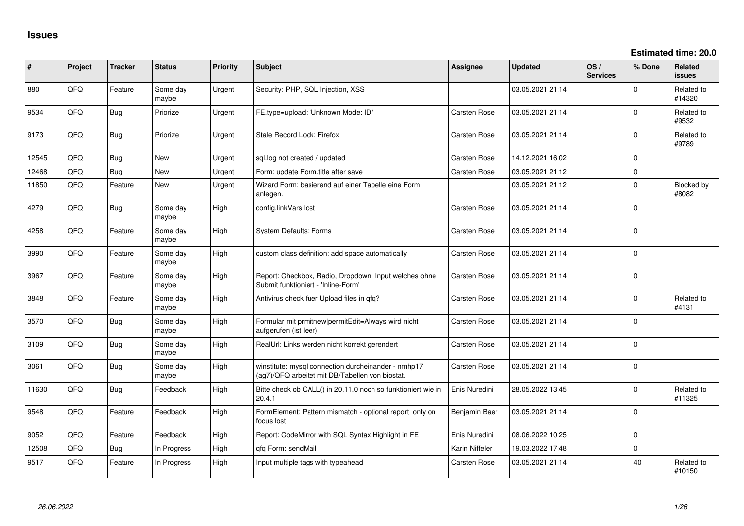# Issues

**Estimated time: 20.0**

| # | Project | Tracker | Status | Priority | Subject | Assignee | Updated | OS / Services | % Done | Related issues |
|---|---|---|---|---|---|---|---|---|---|---|
| 880 | QFQ | Feature | Some day maybe | Urgent | Security: PHP, SQL Injection, XSS | | 03.05.2021 21:14 | | 0 | Related to #14320 |
| 9534 | QFQ | Bug | Priorize | Urgent | FE.type=upload: 'Unknown Mode: ID" | Carsten Rose | 03.05.2021 21:14 | | 0 | Related to #9532 |
| 9173 | QFQ | Bug | Priorize | Urgent | Stale Record Lock: Firefox | Carsten Rose | 03.05.2021 21:14 | | 0 | Related to #9789 |
| 12545 | QFQ | Bug | New | Urgent | sql.log not created / updated | Carsten Rose | 14.12.2021 16:02 | | 0 | |
| 12468 | QFQ | Bug | New | Urgent | Form: update Form.title after save | Carsten Rose | 03.05.2021 21:12 | | 0 | |
| 11850 | QFQ | Feature | New | Urgent | Wizard Form: basierend auf einer Tabelle eine Form anlegen. | | 03.05.2021 21:12 | | 0 | Blocked by #8082 |
| 4279 | QFQ | Bug | Some day maybe | High | config.linkVars lost | Carsten Rose | 03.05.2021 21:14 | | 0 | |
| 4258 | QFQ | Feature | Some day maybe | High | System Defaults: Forms | Carsten Rose | 03.05.2021 21:14 | | 0 | |
| 3990 | QFQ | Feature | Some day maybe | High | custom class definition: add space automatically | Carsten Rose | 03.05.2021 21:14 | | 0 | |
| 3967 | QFQ | Feature | Some day maybe | High | Report: Checkbox, Radio, Dropdown, Input welches ohne Submit funktioniert - 'Inline-Form' | Carsten Rose | 03.05.2021 21:14 | | 0 | |
| 3848 | QFQ | Feature | Some day maybe | High | Antivirus check fuer Upload files in qfq? | Carsten Rose | 03.05.2021 21:14 | | 0 | Related to #4131 |
| 3570 | QFQ | Bug | Some day maybe | High | Formular mit prmitnew\|permitEdit=Always wird nicht aufgerufen (ist leer) | Carsten Rose | 03.05.2021 21:14 | | 0 | |
| 3109 | QFQ | Bug | Some day maybe | High | RealUrl: Links werden nicht korrekt gerendert | Carsten Rose | 03.05.2021 21:14 | | 0 | |
| 3061 | QFQ | Bug | Some day maybe | High | winstitute: mysql connection durcheinander - nmhp17 (ag7)/QFQ arbeitet mit DB/Tabellen von biostat. | Carsten Rose | 03.05.2021 21:14 | | 0 | |
| 11630 | QFQ | Bug | Feedback | High | Bitte check ob CALL() in 20.11.0 noch so funktioniert wie in 20.4.1 | Enis Nuredini | 28.05.2022 13:45 | | 0 | Related to #11325 |
| 9548 | QFQ | Feature | Feedback | High | FormElement: Pattern mismatch - optional report only on focus lost | Benjamin Baer | 03.05.2021 21:14 | | 0 | |
| 9052 | QFQ | Feature | Feedback | High | Report: CodeMirror with SQL Syntax Highlight in FE | Enis Nuredini | 08.06.2022 10:25 | | 0 | |
| 12508 | QFQ | Bug | In Progress | High | qfq Form: sendMail | Karin Niffeler | 19.03.2022 17:48 | | 0 | |
| 9517 | QFQ | Feature | In Progress | High | Input multiple tags with typeahead | Carsten Rose | 03.05.2021 21:14 | | 40 | Related to #10150 |

*26.06.2022*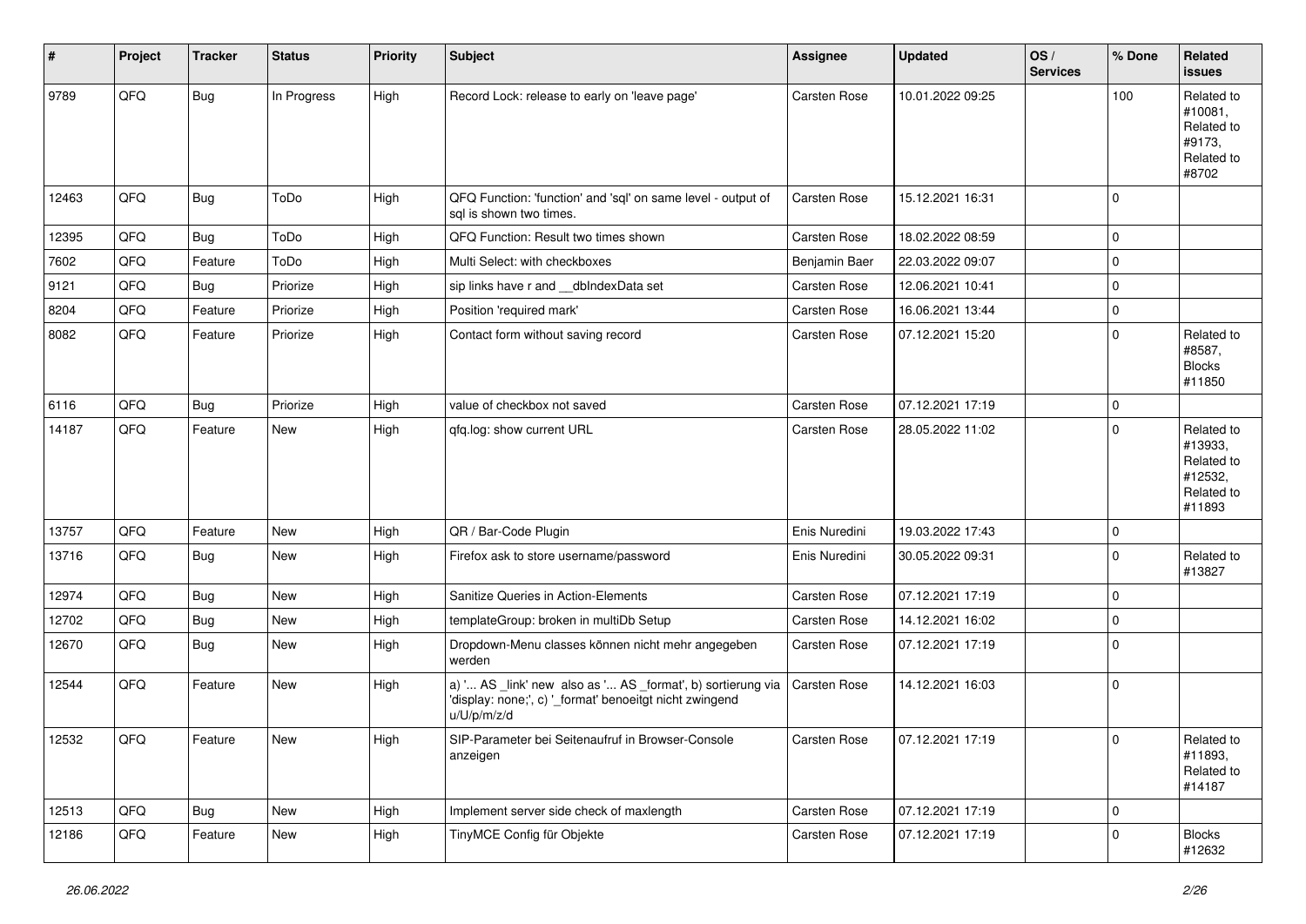| # | Project | Tracker | Status | Priority | Subject | Assignee | Updated | OS / Services | % Done | Related issues |
|---|---|---|---|---|---|---|---|---|---|---|
| 9789 | QFQ | Bug | In Progress | High | Record Lock: release to early on 'leave page' | Carsten Rose | 10.01.2022 09:25 | | 100 | Related to #10081, Related to #9173, Related to #8702 |
| 12463 | QFQ | Bug | ToDo | High | QFQ Function: 'function' and 'sql' on same level - output of sql is shown two times. | Carsten Rose | 15.12.2021 16:31 | | 0 | |
| 12395 | QFQ | Bug | ToDo | High | QFQ Function: Result two times shown | Carsten Rose | 18.02.2022 08:59 | | 0 | |
| 7602 | QFQ | Feature | ToDo | High | Multi Select: with checkboxes | Benjamin Baer | 22.03.2022 09:07 | | 0 | |
| 9121 | QFQ | Bug | Priorize | High | sip links have r and __dbIndexData set | Carsten Rose | 12.06.2021 10:41 | | 0 | |
| 8204 | QFQ | Feature | Priorize | High | Position 'required mark' | Carsten Rose | 16.06.2021 13:44 | | 0 | |
| 8082 | QFQ | Feature | Priorize | High | Contact form without saving record | Carsten Rose | 07.12.2021 15:20 | | 0 | Related to #8587, Blocks #11850 |
| 6116 | QFQ | Bug | Priorize | High | value of checkbox not saved | Carsten Rose | 07.12.2021 17:19 | | 0 | |
| 14187 | QFQ | Feature | New | High | qfq.log: show current URL | Carsten Rose | 28.05.2022 11:02 | | 0 | Related to #13933, Related to #12532, Related to #11893 |
| 13757 | QFQ | Feature | New | High | QR / Bar-Code Plugin | Enis Nuredini | 19.03.2022 17:43 | | 0 | |
| 13716 | QFQ | Bug | New | High | Firefox ask to store username/password | Enis Nuredini | 30.05.2022 09:31 | | 0 | Related to #13827 |
| 12974 | QFQ | Bug | New | High | Sanitize Queries in Action-Elements | Carsten Rose | 07.12.2021 17:19 | | 0 | |
| 12702 | QFQ | Bug | New | High | templateGroup: broken in multiDb Setup | Carsten Rose | 14.12.2021 16:02 | | 0 | |
| 12670 | QFQ | Bug | New | High | Dropdown-Menu classes können nicht mehr angegeben werden | Carsten Rose | 07.12.2021 17:19 | | 0 | |
| 12544 | QFQ | Feature | New | High | a) '... AS _link' new also as '... AS _format', b) sortierung via 'display: none;', c) '_format' benoeitgt nicht zwingend u/U/p/m/z/d | Carsten Rose | 14.12.2021 16:03 | | 0 | |
| 12532 | QFQ | Feature | New | High | SIP-Parameter bei Seitenaufruf in Browser-Console anzeigen | Carsten Rose | 07.12.2021 17:19 | | 0 | Related to #11893, Related to #14187 |
| 12513 | QFQ | Bug | New | High | Implement server side check of maxlength | Carsten Rose | 07.12.2021 17:19 | | 0 | |
| 12186 | QFQ | Feature | New | High | TinyMCE Config für Objekte | Carsten Rose | 07.12.2021 17:19 | | 0 | Blocks #12632 |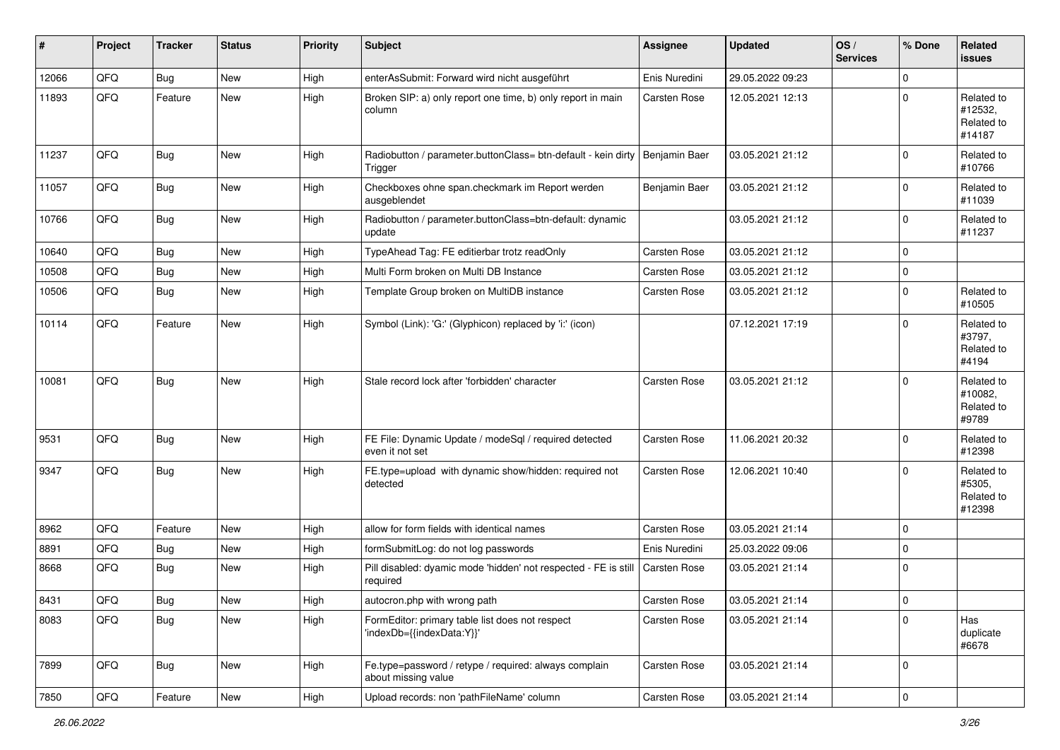| # | Project | Tracker | Status | Priority | Subject | Assignee | Updated | OS / Services | % Done | Related issues |
|---|---|---|---|---|---|---|---|---|---|---|
| 12066 | QFQ | Bug | New | High | enterAsSubmit: Forward wird nicht ausgeführt | Enis Nuredini | 29.05.2022 09:23 | | 0 | |
| 11893 | QFQ | Feature | New | High | Broken SIP: a) only report one time, b) only report in main column | Carsten Rose | 12.05.2021 12:13 | | 0 | Related to #12532, Related to #14187 |
| 11237 | QFQ | Bug | New | High | Radiobutton / parameter.buttonClass= btn-default - kein dirty Trigger | Benjamin Baer | 03.05.2021 21:12 | | 0 | Related to #10766 |
| 11057 | QFQ | Bug | New | High | Checkboxes ohne span.checkmark im Report werden ausgeblendet | Benjamin Baer | 03.05.2021 21:12 | | 0 | Related to #11039 |
| 10766 | QFQ | Bug | New | High | Radiobutton / parameter.buttonClass=btn-default: dynamic update | | 03.05.2021 21:12 | | 0 | Related to #11237 |
| 10640 | QFQ | Bug | New | High | TypeAhead Tag: FE editierbar trotz readOnly | Carsten Rose | 03.05.2021 21:12 | | 0 | |
| 10508 | QFQ | Bug | New | High | Multi Form broken on Multi DB Instance | Carsten Rose | 03.05.2021 21:12 | | 0 | |
| 10506 | QFQ | Bug | New | High | Template Group broken on MultiDB instance | Carsten Rose | 03.05.2021 21:12 | | 0 | Related to #10505 |
| 10114 | QFQ | Feature | New | High | Symbol (Link): 'G:' (Glyphicon) replaced by 'i:' (icon) | | 07.12.2021 17:19 | | 0 | Related to #3797, Related to #4194 |
| 10081 | QFQ | Bug | New | High | Stale record lock after 'forbidden' character | Carsten Rose | 03.05.2021 21:12 | | 0 | Related to #10082, Related to #9789 |
| 9531 | QFQ | Bug | New | High | FE File: Dynamic Update / modeSql / required detected even it not set | Carsten Rose | 11.06.2021 20:32 | | 0 | Related to #12398 |
| 9347 | QFQ | Bug | New | High | FE.type=upload with dynamic show/hidden: required not detected | Carsten Rose | 12.06.2021 10:40 | | 0 | Related to #5305, Related to #12398 |
| 8962 | QFQ | Feature | New | High | allow for form fields with identical names | Carsten Rose | 03.05.2021 21:14 | | 0 | |
| 8891 | QFQ | Bug | New | High | formSubmitLog: do not log passwords | Enis Nuredini | 25.03.2022 09:06 | | 0 | |
| 8668 | QFQ | Bug | New | High | Pill disabled: dyamic mode 'hidden' not respected - FE is still required | Carsten Rose | 03.05.2021 21:14 | | 0 | |
| 8431 | QFQ | Bug | New | High | autocron.php with wrong path | Carsten Rose | 03.05.2021 21:14 | | 0 | |
| 8083 | QFQ | Bug | New | High | FormEditor: primary table list does not respect 'indexDb={{indexData:Y}}' | Carsten Rose | 03.05.2021 21:14 | | 0 | Has duplicate #6678 |
| 7899 | QFQ | Bug | New | High | Fe.type=password / retype / required: always complain about missing value | Carsten Rose | 03.05.2021 21:14 | | 0 | |
| 7850 | QFQ | Feature | New | High | Upload records: non 'pathFileName' column | Carsten Rose | 03.05.2021 21:14 | | 0 | |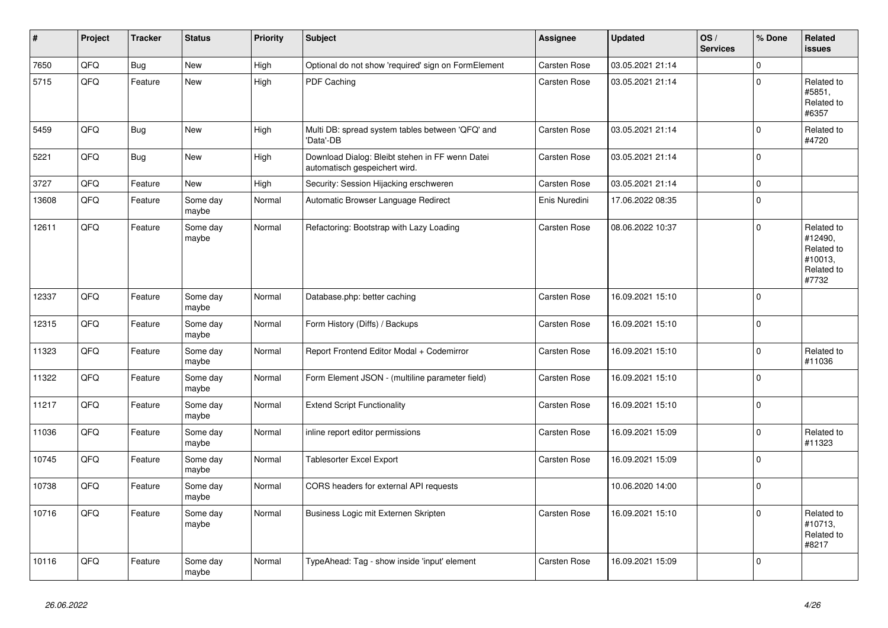| # | Project | Tracker | Status | Priority | Subject | Assignee | Updated | OS / Services | % Done | Related issues |
|---|---|---|---|---|---|---|---|---|---|---|
| 7650 | QFQ | Bug | New | High | Optional do not show 'required' sign on FormElement | Carsten Rose | 03.05.2021 21:14 | | 0 | |
| 5715 | QFQ | Feature | New | High | PDF Caching | Carsten Rose | 03.05.2021 21:14 | | 0 | Related to #5851, Related to #6357 |
| 5459 | QFQ | Bug | New | High | Multi DB: spread system tables between 'QFQ' and 'Data'-DB | Carsten Rose | 03.05.2021 21:14 | | 0 | Related to #4720 |
| 5221 | QFQ | Bug | New | High | Download Dialog: Bleibt stehen in FF wenn Datei automatisch gespeichert wird. | Carsten Rose | 03.05.2021 21:14 | | 0 | |
| 3727 | QFQ | Feature | New | High | Security: Session Hijacking erschweren | Carsten Rose | 03.05.2021 21:14 | | 0 | |
| 13608 | QFQ | Feature | Some day maybe | Normal | Automatic Browser Language Redirect | Enis Nuredini | 17.06.2022 08:35 | | 0 | |
| 12611 | QFQ | Feature | Some day maybe | Normal | Refactoring: Bootstrap with Lazy Loading | Carsten Rose | 08.06.2022 10:37 | | 0 | Related to #12490, Related to #10013, Related to #7732 |
| 12337 | QFQ | Feature | Some day maybe | Normal | Database.php: better caching | Carsten Rose | 16.09.2021 15:10 | | 0 | |
| 12315 | QFQ | Feature | Some day maybe | Normal | Form History (Diffs) / Backups | Carsten Rose | 16.09.2021 15:10 | | 0 | |
| 11323 | QFQ | Feature | Some day maybe | Normal | Report Frontend Editor Modal + Codemirror | Carsten Rose | 16.09.2021 15:10 | | 0 | Related to #11036 |
| 11322 | QFQ | Feature | Some day maybe | Normal | Form Element JSON - (multiline parameter field) | Carsten Rose | 16.09.2021 15:10 | | 0 | |
| 11217 | QFQ | Feature | Some day maybe | Normal | Extend Script Functionality | Carsten Rose | 16.09.2021 15:10 | | 0 | |
| 11036 | QFQ | Feature | Some day maybe | Normal | inline report editor permissions | Carsten Rose | 16.09.2021 15:09 | | 0 | Related to #11323 |
| 10745 | QFQ | Feature | Some day maybe | Normal | Tablesorter Excel Export | Carsten Rose | 16.09.2021 15:09 | | 0 | |
| 10738 | QFQ | Feature | Some day maybe | Normal | CORS headers for external API requests | | 10.06.2020 14:00 | | 0 | |
| 10716 | QFQ | Feature | Some day maybe | Normal | Business Logic mit Externen Skripten | Carsten Rose | 16.09.2021 15:10 | | 0 | Related to #10713, Related to #8217 |
| 10116 | QFQ | Feature | Some day maybe | Normal | TypeAhead: Tag - show inside 'input' element | Carsten Rose | 16.09.2021 15:09 | | 0 | |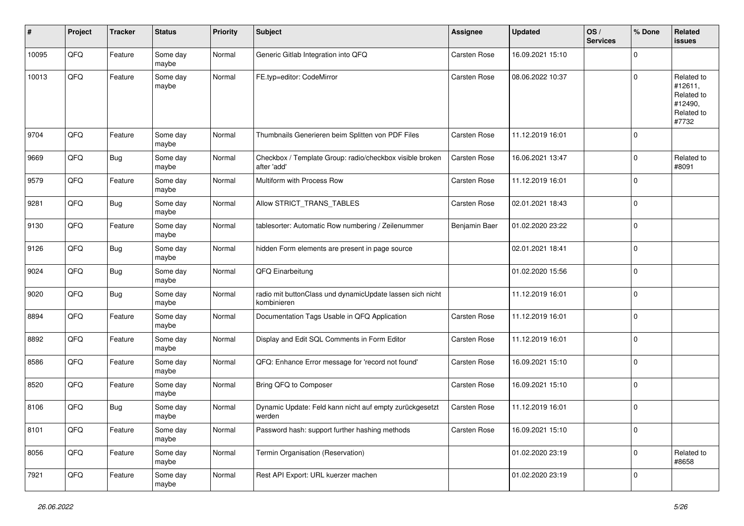| # | Project | Tracker | Status | Priority | Subject | Assignee | Updated | OS / Services | % Done | Related issues |
|---|---|---|---|---|---|---|---|---|---|---|
| 10095 | QFQ | Feature | Some day maybe | Normal | Generic Gitlab Integration into QFQ | Carsten Rose | 16.09.2021 15:10 | | 0 | |
| 10013 | QFQ | Feature | Some day maybe | Normal | FE.typ=editor: CodeMirror | Carsten Rose | 08.06.2022 10:37 | | 0 | Related to #12611, Related to #12490, Related to #7732 |
| 9704 | QFQ | Feature | Some day maybe | Normal | Thumbnails Generieren beim Splitten von PDF Files | Carsten Rose | 11.12.2019 16:01 | | 0 | |
| 9669 | QFQ | Bug | Some day maybe | Normal | Checkbox / Template Group: radio/checkbox visible broken after 'add' | Carsten Rose | 16.06.2021 13:47 | | 0 | Related to #8091 |
| 9579 | QFQ | Feature | Some day maybe | Normal | Multiform with Process Row | Carsten Rose | 11.12.2019 16:01 | | 0 | |
| 9281 | QFQ | Bug | Some day maybe | Normal | Allow STRICT_TRANS_TABLES | Carsten Rose | 02.01.2021 18:43 | | 0 | |
| 9130 | QFQ | Feature | Some day maybe | Normal | tablesorter: Automatic Row numbering / Zeilenummer | Benjamin Baer | 01.02.2020 23:22 | | 0 | |
| 9126 | QFQ | Bug | Some day maybe | Normal | hidden Form elements are present in page source | | 02.01.2021 18:41 | | 0 | |
| 9024 | QFQ | Bug | Some day maybe | Normal | QFQ Einarbeitung | | 01.02.2020 15:56 | | 0 | |
| 9020 | QFQ | Bug | Some day maybe | Normal | radio mit buttonClass und dynamicUpdate lassen sich nicht kombinieren | | 11.12.2019 16:01 | | 0 | |
| 8894 | QFQ | Feature | Some day maybe | Normal | Documentation Tags Usable in QFQ Application | Carsten Rose | 11.12.2019 16:01 | | 0 | |
| 8892 | QFQ | Feature | Some day maybe | Normal | Display and Edit SQL Comments in Form Editor | Carsten Rose | 11.12.2019 16:01 | | 0 | |
| 8586 | QFQ | Feature | Some day maybe | Normal | QFQ: Enhance Error message for 'record not found' | Carsten Rose | 16.09.2021 15:10 | | 0 | |
| 8520 | QFQ | Feature | Some day maybe | Normal | Bring QFQ to Composer | Carsten Rose | 16.09.2021 15:10 | | 0 | |
| 8106 | QFQ | Bug | Some day maybe | Normal | Dynamic Update: Feld kann nicht auf empty zurückgesetzt werden | Carsten Rose | 11.12.2019 16:01 | | 0 | |
| 8101 | QFQ | Feature | Some day maybe | Normal | Password hash: support further hashing methods | Carsten Rose | 16.09.2021 15:10 | | 0 | |
| 8056 | QFQ | Feature | Some day maybe | Normal | Termin Organisation (Reservation) | | 01.02.2020 23:19 | | 0 | Related to #8658 |
| 7921 | QFQ | Feature | Some day maybe | Normal | Rest API Export: URL kuerzer machen | | 01.02.2020 23:19 | | 0 | |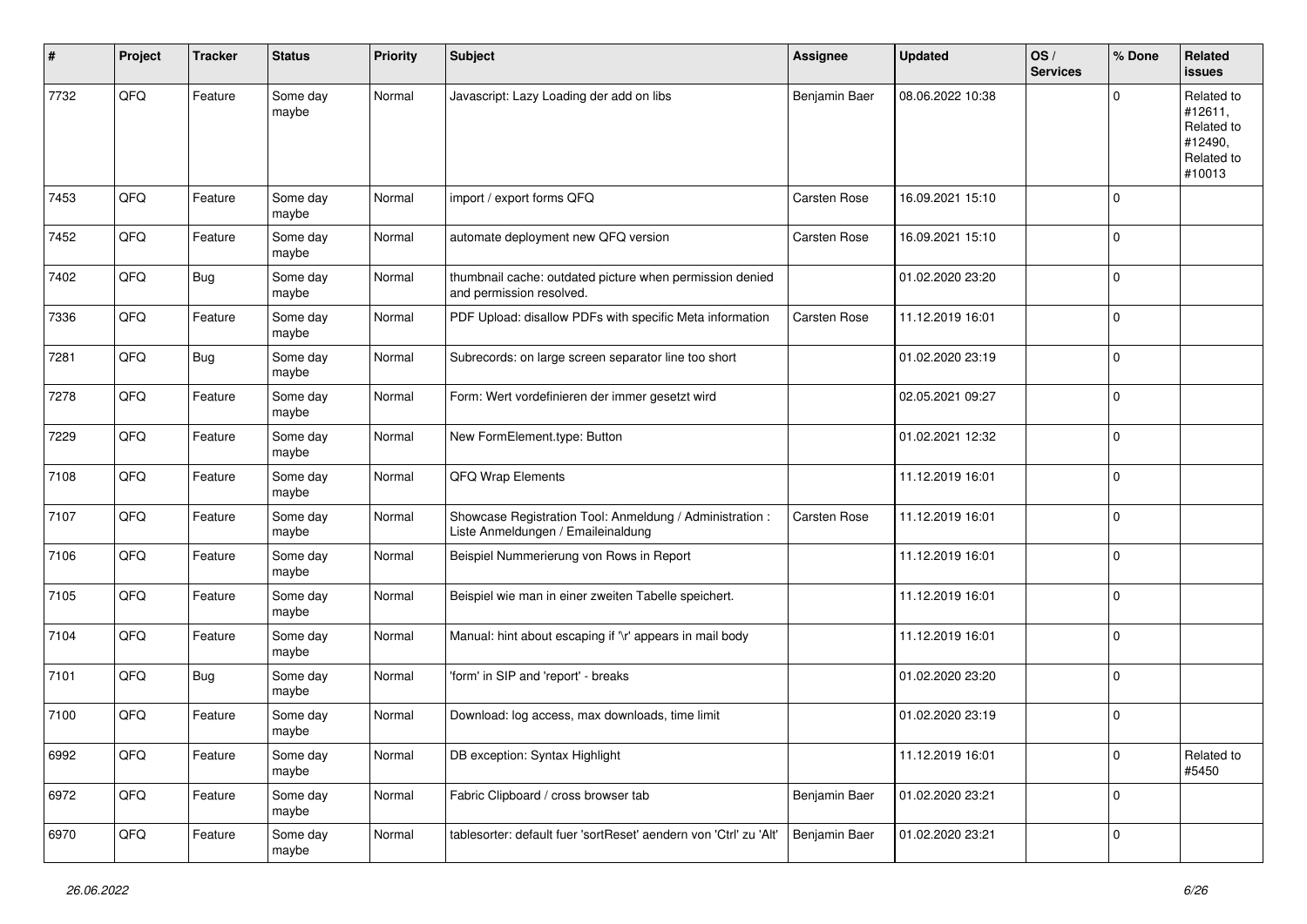| # | Project | Tracker | Status | Priority | Subject | Assignee | Updated | OS / Services | % Done | Related issues |
|---|---|---|---|---|---|---|---|---|---|---|
| 7732 | QFQ | Feature | Some day maybe | Normal | Javascript: Lazy Loading der add on libs | Benjamin Baer | 08.06.2022 10:38 | | 0 | Related to #12611, Related to #12490, Related to #10013 |
| 7453 | QFQ | Feature | Some day maybe | Normal | import / export forms QFQ | Carsten Rose | 16.09.2021 15:10 | | 0 | |
| 7452 | QFQ | Feature | Some day maybe | Normal | automate deployment new QFQ version | Carsten Rose | 16.09.2021 15:10 | | 0 | |
| 7402 | QFQ | Bug | Some day maybe | Normal | thumbnail cache: outdated picture when permission denied and permission resolved. | | 01.02.2020 23:20 | | 0 | |
| 7336 | QFQ | Feature | Some day maybe | Normal | PDF Upload: disallow PDFs with specific Meta information | Carsten Rose | 11.12.2019 16:01 | | 0 | |
| 7281 | QFQ | Bug | Some day maybe | Normal | Subrecords: on large screen separator line too short | | 01.02.2020 23:19 | | 0 | |
| 7278 | QFQ | Feature | Some day maybe | Normal | Form: Wert vordefinieren der immer gesetzt wird | | 02.05.2021 09:27 | | 0 | |
| 7229 | QFQ | Feature | Some day maybe | Normal | New FormElement.type: Button | | 01.02.2021 12:32 | | 0 | |
| 7108 | QFQ | Feature | Some day maybe | Normal | QFQ Wrap Elements | | 11.12.2019 16:01 | | 0 | |
| 7107 | QFQ | Feature | Some day maybe | Normal | Showcase Registration Tool: Anmeldung / Administration : Liste Anmeldungen / Emaileinaldung | Carsten Rose | 11.12.2019 16:01 | | 0 | |
| 7106 | QFQ | Feature | Some day maybe | Normal | Beispiel Nummerierung von Rows in Report | | 11.12.2019 16:01 | | 0 | |
| 7105 | QFQ | Feature | Some day maybe | Normal | Beispiel wie man in einer zweiten Tabelle speichert. | | 11.12.2019 16:01 | | 0 | |
| 7104 | QFQ | Feature | Some day maybe | Normal | Manual: hint about escaping if '\r' appears in mail body | | 11.12.2019 16:01 | | 0 | |
| 7101 | QFQ | Bug | Some day maybe | Normal | 'form' in SIP and 'report' - breaks | | 01.02.2020 23:20 | | 0 | |
| 7100 | QFQ | Feature | Some day maybe | Normal | Download: log access, max downloads, time limit | | 01.02.2020 23:19 | | 0 | |
| 6992 | QFQ | Feature | Some day maybe | Normal | DB exception: Syntax Highlight | | 11.12.2019 16:01 | | 0 | Related to #5450 |
| 6972 | QFQ | Feature | Some day maybe | Normal | Fabric Clipboard / cross browser tab | Benjamin Baer | 01.02.2020 23:21 | | 0 | |
| 6970 | QFQ | Feature | Some day maybe | Normal | tablesorter: default fuer 'sortReset' aendern von 'Ctrl' zu 'Alt' | Benjamin Baer | 01.02.2020 23:21 | | 0 | |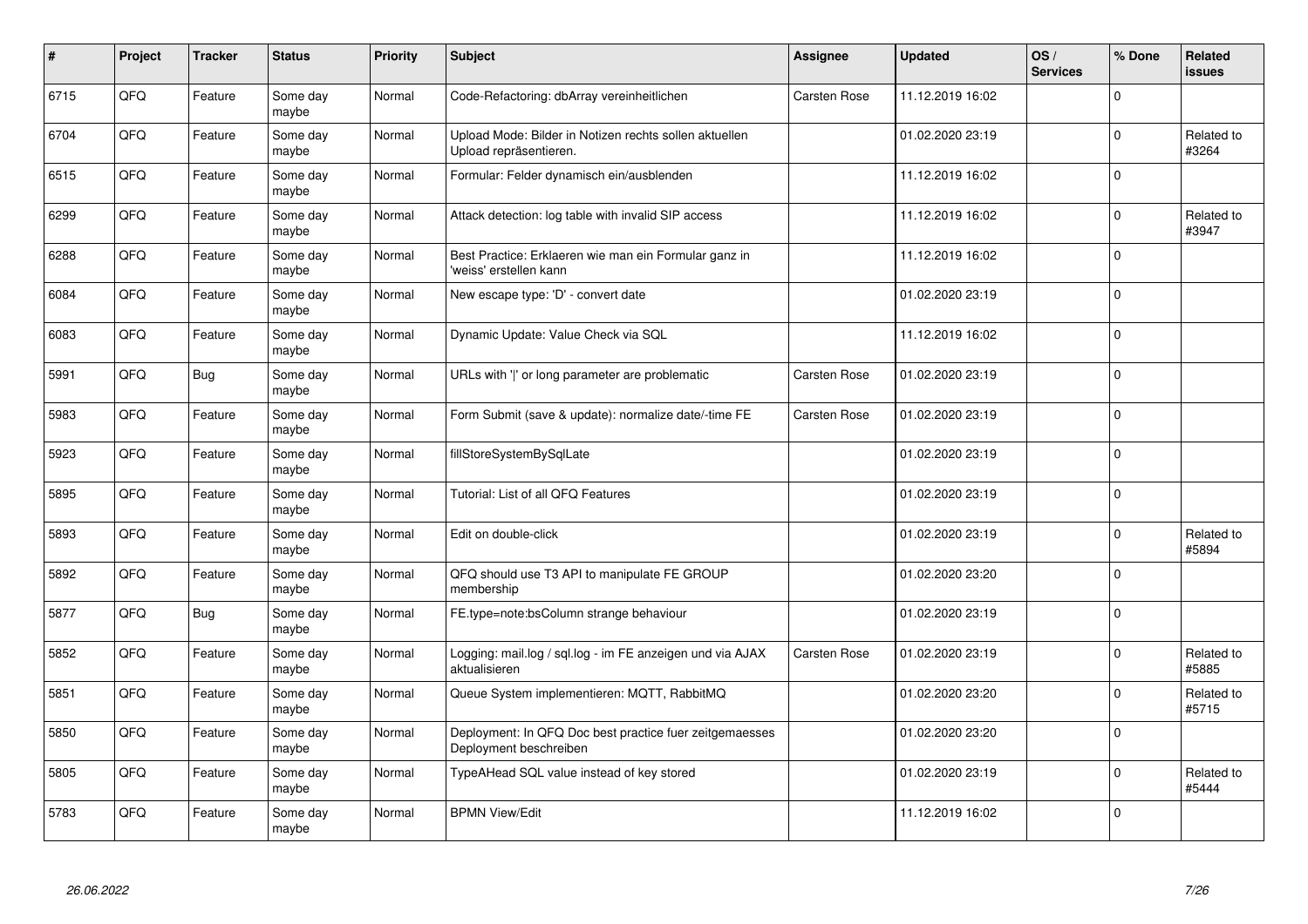| # | Project | Tracker | Status | Priority | Subject | Assignee | Updated | OS / Services | % Done | Related issues |
|---|---|---|---|---|---|---|---|---|---|---|
| 6715 | QFQ | Feature | Some day maybe | Normal | Code-Refactoring: dbArray vereinheitlichen | Carsten Rose | 11.12.2019 16:02 | | 0 | |
| 6704 | QFQ | Feature | Some day maybe | Normal | Upload Mode: Bilder in Notizen rechts sollen aktuellen Upload repräsentieren. | | 01.02.2020 23:19 | | 0 | Related to #3264 |
| 6515 | QFQ | Feature | Some day maybe | Normal | Formular: Felder dynamisch ein/ausblenden | | 11.12.2019 16:02 | | 0 | |
| 6299 | QFQ | Feature | Some day maybe | Normal | Attack detection: log table with invalid SIP access | | 11.12.2019 16:02 | | 0 | Related to #3947 |
| 6288 | QFQ | Feature | Some day maybe | Normal | Best Practice: Erklaeren wie man ein Formular ganz in 'weiss' erstellen kann | | 11.12.2019 16:02 | | 0 | |
| 6084 | QFQ | Feature | Some day maybe | Normal | New escape type: 'D' - convert date | | 01.02.2020 23:19 | | 0 | |
| 6083 | QFQ | Feature | Some day maybe | Normal | Dynamic Update: Value Check via SQL | | 11.12.2019 16:02 | | 0 | |
| 5991 | QFQ | Bug | Some day maybe | Normal | URLs with ' ' or long parameter are problematic | Carsten Rose | 01.02.2020 23:19 | | 0 | |
| 5983 | QFQ | Feature | Some day maybe | Normal | Form Submit (save & update): normalize date/-time FE | Carsten Rose | 01.02.2020 23:19 | | 0 | |
| 5923 | QFQ | Feature | Some day maybe | Normal | fillStoreSystemBySqlLate | | 01.02.2020 23:19 | | 0 | |
| 5895 | QFQ | Feature | Some day maybe | Normal | Tutorial: List of all QFQ Features | | 01.02.2020 23:19 | | 0 | |
| 5893 | QFQ | Feature | Some day maybe | Normal | Edit on double-click | | 01.02.2020 23:19 | | 0 | Related to #5894 |
| 5892 | QFQ | Feature | Some day maybe | Normal | QFQ should use T3 API to manipulate FE GROUP membership | | 01.02.2020 23:20 | | 0 | |
| 5877 | QFQ | Bug | Some day maybe | Normal | FE.type=note:bsColumn strange behaviour | | 01.02.2020 23:19 | | 0 | |
| 5852 | QFQ | Feature | Some day maybe | Normal | Logging: mail.log / sql.log - im FE anzeigen und via AJAX aktualisieren | Carsten Rose | 01.02.2020 23:19 | | 0 | Related to #5885 |
| 5851 | QFQ | Feature | Some day maybe | Normal | Queue System implementieren: MQTT, RabbitMQ | | 01.02.2020 23:20 | | 0 | Related to #5715 |
| 5850 | QFQ | Feature | Some day maybe | Normal | Deployment: In QFQ Doc best practice fuer zeitgemaesses Deployment beschreiben | | 01.02.2020 23:20 | | 0 | |
| 5805 | QFQ | Feature | Some day maybe | Normal | TypeAHead SQL value instead of key stored | | 01.02.2020 23:19 | | 0 | Related to #5444 |
| 5783 | QFQ | Feature | Some day maybe | Normal | BPMN View/Edit | | 11.12.2019 16:02 | | 0 | |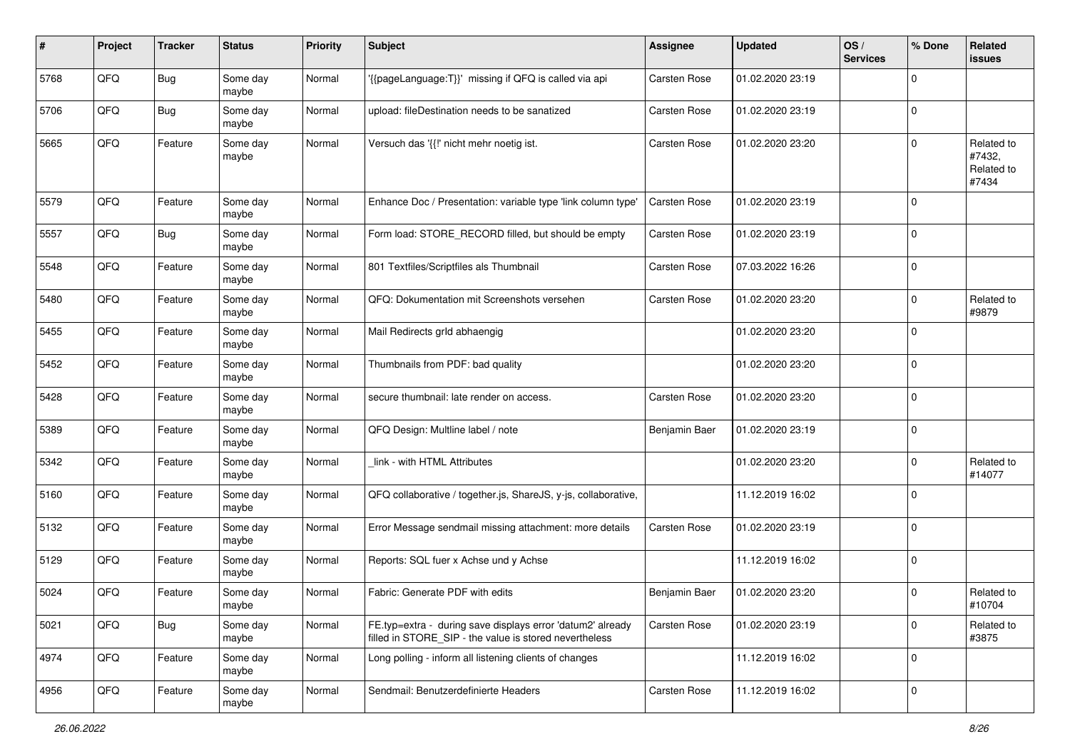| # | Project | Tracker | Status | Priority | Subject | Assignee | Updated | OS / Services | % Done | Related issues |
|---|---|---|---|---|---|---|---|---|---|---|
| 5768 | QFQ | Bug | Some day maybe | Normal | '{{pageLanguage:T}}' missing if QFQ is called via api | Carsten Rose | 01.02.2020 23:19 | | 0 | |
| 5706 | QFQ | Bug | Some day maybe | Normal | upload: fileDestination needs to be sanatized | Carsten Rose | 01.02.2020 23:19 | | 0 | |
| 5665 | QFQ | Feature | Some day maybe | Normal | Versuch das '{{!' nicht mehr noetig ist. | Carsten Rose | 01.02.2020 23:20 | | 0 | Related to #7432, Related to #7434 |
| 5579 | QFQ | Feature | Some day maybe | Normal | Enhance Doc / Presentation: variable type 'link column type' | Carsten Rose | 01.02.2020 23:19 | | 0 | |
| 5557 | QFQ | Bug | Some day maybe | Normal | Form load: STORE_RECORD filled, but should be empty | Carsten Rose | 01.02.2020 23:19 | | 0 | |
| 5548 | QFQ | Feature | Some day maybe | Normal | 801 Textfiles/Scriptfiles als Thumbnail | Carsten Rose | 07.03.2022 16:26 | | 0 | |
| 5480 | QFQ | Feature | Some day maybe | Normal | QFQ: Dokumentation mit Screenshots versehen | Carsten Rose | 01.02.2020 23:20 | | 0 | Related to #9879 |
| 5455 | QFQ | Feature | Some day maybe | Normal | Mail Redirects grId abhaengig | | 01.02.2020 23:20 | | 0 | |
| 5452 | QFQ | Feature | Some day maybe | Normal | Thumbnails from PDF: bad quality | | 01.02.2020 23:20 | | 0 | |
| 5428 | QFQ | Feature | Some day maybe | Normal | secure thumbnail: late render on access. | Carsten Rose | 01.02.2020 23:20 | | 0 | |
| 5389 | QFQ | Feature | Some day maybe | Normal | QFQ Design: Multline label / note | Benjamin Baer | 01.02.2020 23:19 | | 0 | |
| 5342 | QFQ | Feature | Some day maybe | Normal | _link - with HTML Attributes | | 01.02.2020 23:20 | | 0 | Related to #14077 |
| 5160 | QFQ | Feature | Some day maybe | Normal | QFQ collaborative / together.js, ShareJS, y-js, collaborative, | | 11.12.2019 16:02 | | 0 | |
| 5132 | QFQ | Feature | Some day maybe | Normal | Error Message sendmail missing attachment: more details | Carsten Rose | 01.02.2020 23:19 | | 0 | |
| 5129 | QFQ | Feature | Some day maybe | Normal | Reports: SQL fuer x Achse und y Achse | | 11.12.2019 16:02 | | 0 | |
| 5024 | QFQ | Feature | Some day maybe | Normal | Fabric: Generate PDF with edits | Benjamin Baer | 01.02.2020 23:20 | | 0 | Related to #10704 |
| 5021 | QFQ | Bug | Some day maybe | Normal | FE.typ=extra - during save displays error 'datum2' already filled in STORE_SIP - the value is stored nevertheless | Carsten Rose | 01.02.2020 23:19 | | 0 | Related to #3875 |
| 4974 | QFQ | Feature | Some day maybe | Normal | Long polling - inform all listening clients of changes | | 11.12.2019 16:02 | | 0 | |
| 4956 | QFQ | Feature | Some day maybe | Normal | Sendmail: Benutzerdefinierte Headers | Carsten Rose | 11.12.2019 16:02 | | 0 | |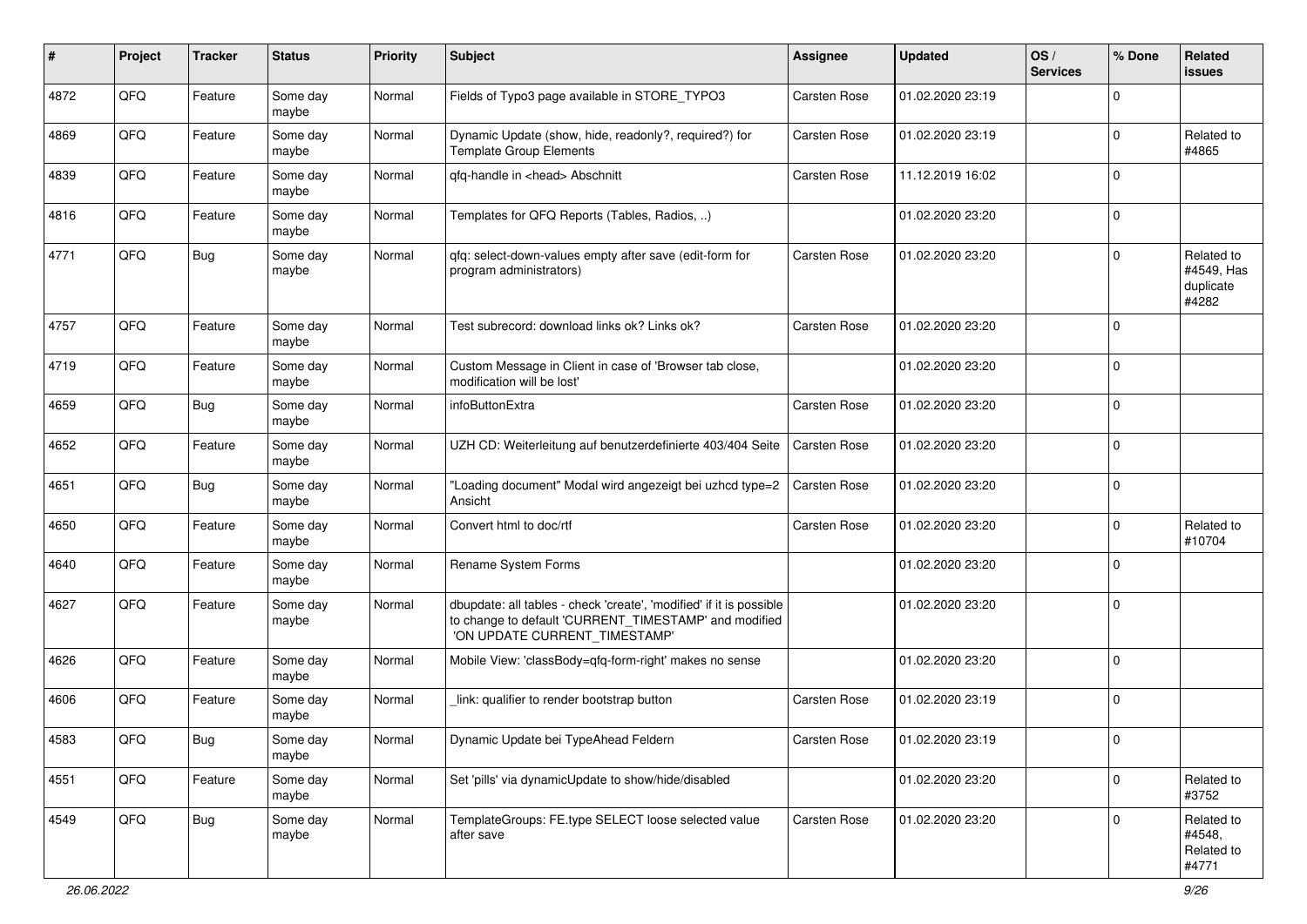| # | Project | Tracker | Status | Priority | Subject | Assignee | Updated | OS / Services | % Done | Related issues |
|---|---|---|---|---|---|---|---|---|---|---|
| 4872 | QFQ | Feature | Some day maybe | Normal | Fields of Typo3 page available in STORE_TYPO3 | Carsten Rose | 01.02.2020 23:19 | | 0 | |
| 4869 | QFQ | Feature | Some day maybe | Normal | Dynamic Update (show, hide, readonly?, required?) for Template Group Elements | Carsten Rose | 01.02.2020 23:19 | | 0 | Related to #4865 |
| 4839 | QFQ | Feature | Some day maybe | Normal | qfq-handle in <head> Abschnitt | Carsten Rose | 11.12.2019 16:02 | | 0 | |
| 4816 | QFQ | Feature | Some day maybe | Normal | Templates for QFQ Reports (Tables, Radios, ..) | | 01.02.2020 23:20 | | 0 | |
| 4771 | QFQ | Bug | Some day maybe | Normal | qfq: select-down-values empty after save (edit-form for program administrators) | Carsten Rose | 01.02.2020 23:20 | | 0 | Related to #4549, Has duplicate #4282 |
| 4757 | QFQ | Feature | Some day maybe | Normal | Test subrecord: download links ok? Links ok? | Carsten Rose | 01.02.2020 23:20 | | 0 | |
| 4719 | QFQ | Feature | Some day maybe | Normal | Custom Message in Client in case of 'Browser tab close, modification will be lost' | | 01.02.2020 23:20 | | 0 | |
| 4659 | QFQ | Bug | Some day maybe | Normal | infoButtonExtra | Carsten Rose | 01.02.2020 23:20 | | 0 | |
| 4652 | QFQ | Feature | Some day maybe | Normal | UZH CD: Weiterleitung auf benutzerdefinierte 403/404 Seite | Carsten Rose | 01.02.2020 23:20 | | 0 | |
| 4651 | QFQ | Bug | Some day maybe | Normal | "Loading document" Modal wird angezeigt bei uzhcd type=2 Ansicht | Carsten Rose | 01.02.2020 23:20 | | 0 | |
| 4650 | QFQ | Feature | Some day maybe | Normal | Convert html to doc/rtf | Carsten Rose | 01.02.2020 23:20 | | 0 | Related to #10704 |
| 4640 | QFQ | Feature | Some day maybe | Normal | Rename System Forms | | 01.02.2020 23:20 | | 0 | |
| 4627 | QFQ | Feature | Some day maybe | Normal | dbupdate: all tables - check 'create', 'modified' if it is possible to change to default 'CURRENT_TIMESTAMP' and modified 'ON UPDATE CURRENT_TIMESTAMP' | | 01.02.2020 23:20 | | 0 | |
| 4626 | QFQ | Feature | Some day maybe | Normal | Mobile View: 'classBody=qfq-form-right' makes no sense | | 01.02.2020 23:20 | | 0 | |
| 4606 | QFQ | Feature | Some day maybe | Normal | _link: qualifier to render bootstrap button | Carsten Rose | 01.02.2020 23:19 | | 0 | |
| 4583 | QFQ | Bug | Some day maybe | Normal | Dynamic Update bei TypeAhead Feldern | Carsten Rose | 01.02.2020 23:19 | | 0 | |
| 4551 | QFQ | Feature | Some day maybe | Normal | Set 'pills' via dynamicUpdate to show/hide/disabled | | 01.02.2020 23:20 | | 0 | Related to #3752 |
| 4549 | QFQ | Bug | Some day maybe | Normal | TemplateGroups: FE.type SELECT loose selected value after save | Carsten Rose | 01.02.2020 23:20 | | 0 | Related to #4548, Related to #4771 |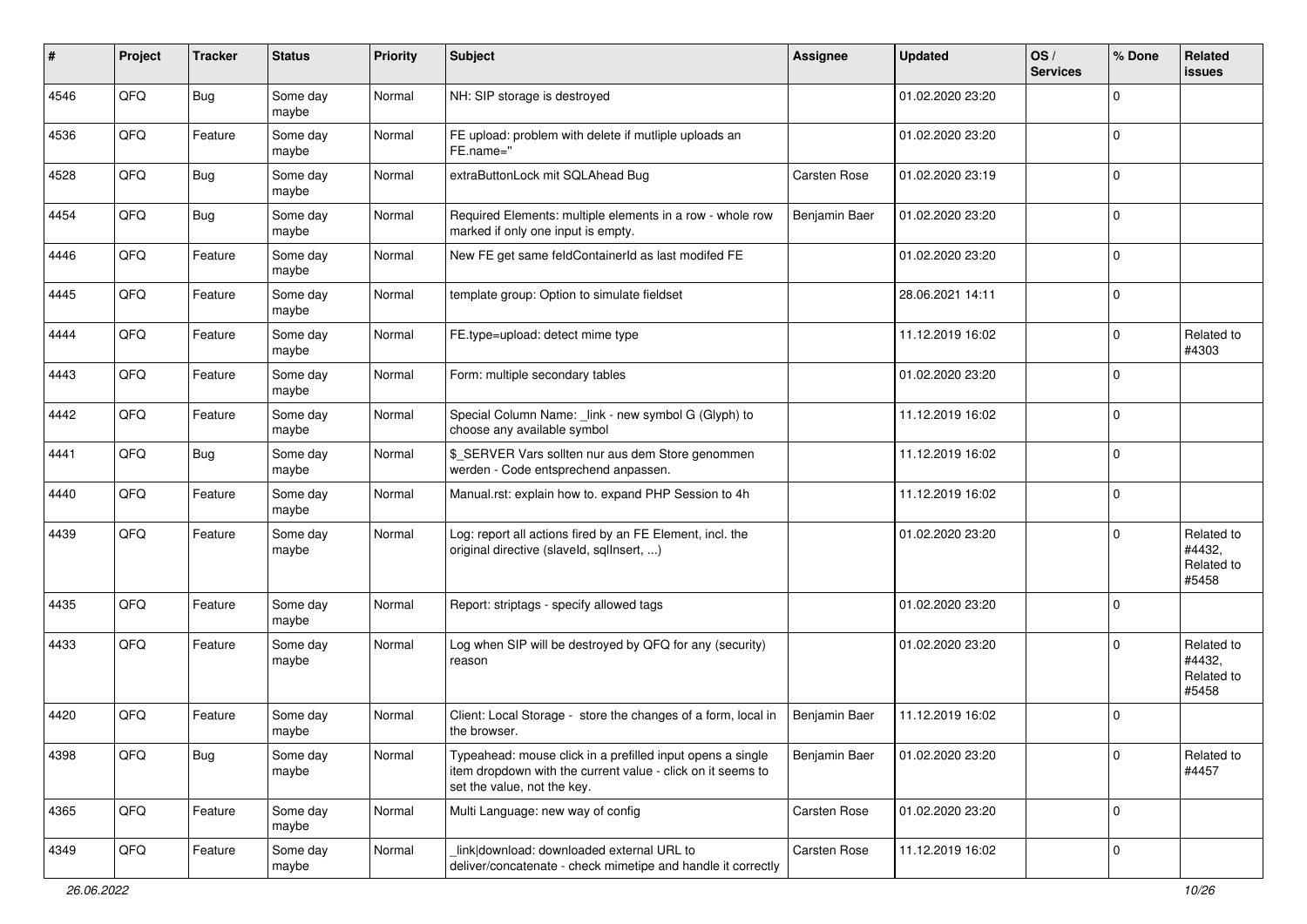| # | Project | Tracker | Status | Priority | Subject | Assignee | Updated | OS / Services | % Done | Related issues |
|---|---|---|---|---|---|---|---|---|---|---|
| 4546 | QFQ | Bug | Some day maybe | Normal | NH: SIP storage is destroyed | | 01.02.2020 23:20 | | 0 | |
| 4536 | QFQ | Feature | Some day maybe | Normal | FE upload: problem with delete if mutliple uploads an FE.name='' | | 01.02.2020 23:20 | | 0 | |
| 4528 | QFQ | Bug | Some day maybe | Normal | extraButtonLock mit SQLAhead Bug | Carsten Rose | 01.02.2020 23:19 | | 0 | |
| 4454 | QFQ | Bug | Some day maybe | Normal | Required Elements: multiple elements in a row - whole row marked if only one input is empty. | Benjamin Baer | 01.02.2020 23:20 | | 0 | |
| 4446 | QFQ | Feature | Some day maybe | Normal | New FE get same feldContainerId as last modifed FE | | 01.02.2020 23:20 | | 0 | |
| 4445 | QFQ | Feature | Some day maybe | Normal | template group: Option to simulate fieldset | | 28.06.2021 14:11 | | 0 | |
| 4444 | QFQ | Feature | Some day maybe | Normal | FE.type=upload: detect mime type | | 11.12.2019 16:02 | | 0 | Related to #4303 |
| 4443 | QFQ | Feature | Some day maybe | Normal | Form: multiple secondary tables | | 01.02.2020 23:20 | | 0 | |
| 4442 | QFQ | Feature | Some day maybe | Normal | Special Column Name: _link - new symbol G (Glyph) to choose any available symbol | | 11.12.2019 16:02 | | 0 | |
| 4441 | QFQ | Bug | Some day maybe | Normal | $_SERVER Vars sollten nur aus dem Store genommen werden - Code entsprechend anpassen. | | 11.12.2019 16:02 | | 0 | |
| 4440 | QFQ | Feature | Some day maybe | Normal | Manual.rst: explain how to. expand PHP Session to 4h | | 11.12.2019 16:02 | | 0 | |
| 4439 | QFQ | Feature | Some day maybe | Normal | Log: report all actions fired by an FE Element, incl. the original directive (slaveId, sqlInsert, ...) | | 01.02.2020 23:20 | | 0 | Related to #4432, Related to #5458 |
| 4435 | QFQ | Feature | Some day maybe | Normal | Report: striptags - specify allowed tags | | 01.02.2020 23:20 | | 0 | |
| 4433 | QFQ | Feature | Some day maybe | Normal | Log when SIP will be destroyed by QFQ for any (security) reason | | 01.02.2020 23:20 | | 0 | Related to #4432, Related to #5458 |
| 4420 | QFQ | Feature | Some day maybe | Normal | Client: Local Storage - store the changes of a form, local in the browser. | Benjamin Baer | 11.12.2019 16:02 | | 0 | |
| 4398 | QFQ | Bug | Some day maybe | Normal | Typeahead: mouse click in a prefilled input opens a single item dropdown with the current value - click on it seems to set the value, not the key. | Benjamin Baer | 01.02.2020 23:20 | | 0 | Related to #4457 |
| 4365 | QFQ | Feature | Some day maybe | Normal | Multi Language: new way of config | Carsten Rose | 01.02.2020 23:20 | | 0 | |
| 4349 | QFQ | Feature | Some day maybe | Normal | _link\|download: downloaded external URL to deliver/concatenate - check mimetipe and handle it correctly | Carsten Rose | 11.12.2019 16:02 | | 0 | |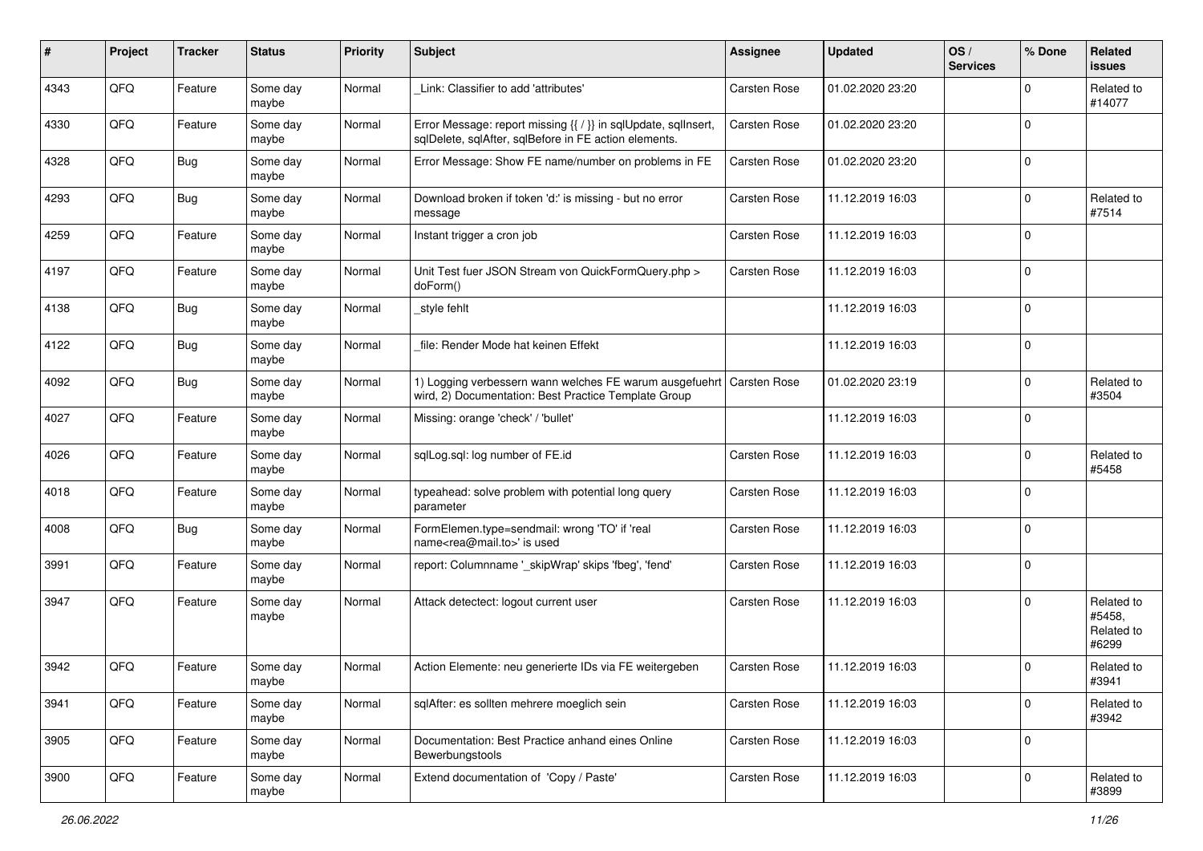| # | Project | Tracker | Status | Priority | Subject | Assignee | Updated | OS / Services | % Done | Related issues |
|---|---|---|---|---|---|---|---|---|---|---|
| 4343 | QFQ | Feature | Some day maybe | Normal | _Link: Classifier to add 'attributes' | Carsten Rose | 01.02.2020 23:20 | | 0 | Related to #14077 |
| 4330 | QFQ | Feature | Some day maybe | Normal | Error Message: report missing {{ / }} in sqlUpdate, sqlInsert, sqlDelete, sqlAfter, sqlBefore in FE action elements. | Carsten Rose | 01.02.2020 23:20 | | 0 | |
| 4328 | QFQ | Bug | Some day maybe | Normal | Error Message: Show FE name/number on problems in FE | Carsten Rose | 01.02.2020 23:20 | | 0 | |
| 4293 | QFQ | Bug | Some day maybe | Normal | Download broken if token 'd:' is missing - but no error message | Carsten Rose | 11.12.2019 16:03 | | 0 | Related to #7514 |
| 4259 | QFQ | Feature | Some day maybe | Normal | Instant trigger a cron job | Carsten Rose | 11.12.2019 16:03 | | 0 | |
| 4197 | QFQ | Feature | Some day maybe | Normal | Unit Test fuer JSON Stream von QuickFormQuery.php > doForm() | Carsten Rose | 11.12.2019 16:03 | | 0 | |
| 4138 | QFQ | Bug | Some day maybe | Normal | _style fehlt | | 11.12.2019 16:03 | | 0 | |
| 4122 | QFQ | Bug | Some day maybe | Normal | _file: Render Mode hat keinen Effekt | | 11.12.2019 16:03 | | 0 | |
| 4092 | QFQ | Bug | Some day maybe | Normal | 1) Logging verbessern wann welches FE warum ausgefuehrt wird, 2) Documentation: Best Practice Template Group | Carsten Rose | 01.02.2020 23:19 | | 0 | Related to #3504 |
| 4027 | QFQ | Feature | Some day maybe | Normal | Missing: orange 'check' / 'bullet' | | 11.12.2019 16:03 | | 0 | |
| 4026 | QFQ | Feature | Some day maybe | Normal | sqlLog.sql: log number of FE.id | Carsten Rose | 11.12.2019 16:03 | | 0 | Related to #5458 |
| 4018 | QFQ | Feature | Some day maybe | Normal | typeahead: solve problem with potential long query parameter | Carsten Rose | 11.12.2019 16:03 | | 0 | |
| 4008 | QFQ | Bug | Some day maybe | Normal | FormElemen.type=sendmail: wrong 'TO' if 'real name<rea@mail.to>' is used | Carsten Rose | 11.12.2019 16:03 | | 0 | |
| 3991 | QFQ | Feature | Some day maybe | Normal | report: Columnname '_skipWrap' skips 'fbeg', 'fend' | Carsten Rose | 11.12.2019 16:03 | | 0 | |
| 3947 | QFQ | Feature | Some day maybe | Normal | Attack detectect: logout current user | Carsten Rose | 11.12.2019 16:03 | | 0 | Related to #5458, Related to #6299 |
| 3942 | QFQ | Feature | Some day maybe | Normal | Action Elemente: neu generierte IDs via FE weitergeben | Carsten Rose | 11.12.2019 16:03 | | 0 | Related to #3941 |
| 3941 | QFQ | Feature | Some day maybe | Normal | sqlAfter: es sollten mehrere moeglich sein | Carsten Rose | 11.12.2019 16:03 | | 0 | Related to #3942 |
| 3905 | QFQ | Feature | Some day maybe | Normal | Documentation: Best Practice anhand eines Online Bewerbungstools | Carsten Rose | 11.12.2019 16:03 | | 0 | |
| 3900 | QFQ | Feature | Some day maybe | Normal | Extend documentation of 'Copy / Paste' | Carsten Rose | 11.12.2019 16:03 | | 0 | Related to #3899 |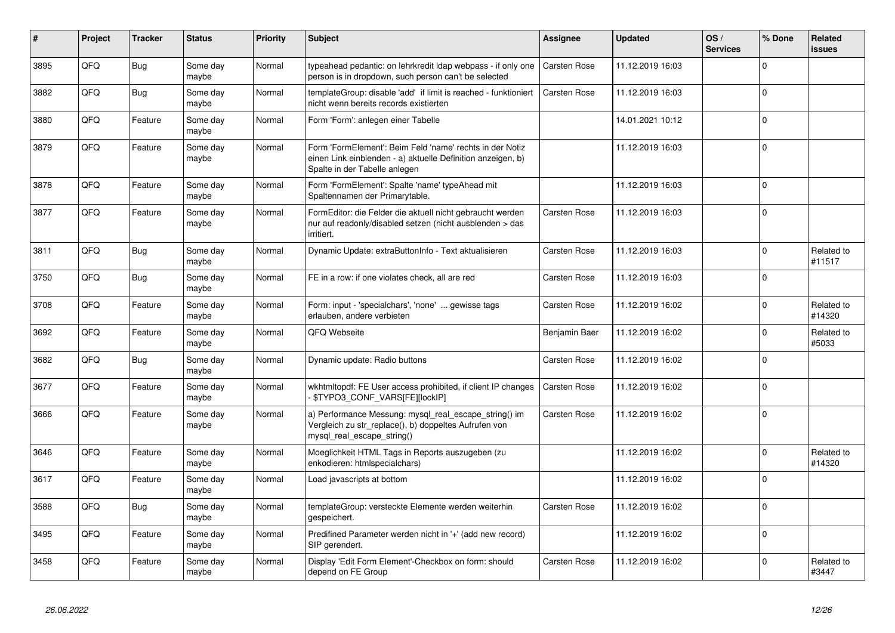| # | Project | Tracker | Status | Priority | Subject | Assignee | Updated | OS / Services | % Done | Related issues |
|---|---|---|---|---|---|---|---|---|---|---|
| 3895 | QFQ | Bug | Some day maybe | Normal | typeahead pedantic: on lehrkredit ldap webpass - if only one person is in dropdown, such person can't be selected | Carsten Rose | 11.12.2019 16:03 | | 0 | |
| 3882 | QFQ | Bug | Some day maybe | Normal | templateGroup: disable 'add' if limit is reached - funktioniert nicht wenn bereits records existierten | Carsten Rose | 11.12.2019 16:03 | | 0 | |
| 3880 | QFQ | Feature | Some day maybe | Normal | Form 'Form': anlegen einer Tabelle | | 14.01.2021 10:12 | | 0 | |
| 3879 | QFQ | Feature | Some day maybe | Normal | Form 'FormElement': Beim Feld 'name' rechts in der Notiz einen Link einblenden - a) aktuelle Definition anzeigen, b) Spalte in der Tabelle anlegen | | 11.12.2019 16:03 | | 0 | |
| 3878 | QFQ | Feature | Some day maybe | Normal | Form 'FormElement': Spalte 'name' typeAhead mit Spaltennamen der Primarytable. | | 11.12.2019 16:03 | | 0 | |
| 3877 | QFQ | Feature | Some day maybe | Normal | FormEditor: die Felder die aktuell nicht gebraucht werden nur auf readonly/disabled setzen (nicht ausblenden > das irritiert. | Carsten Rose | 11.12.2019 16:03 | | 0 | |
| 3811 | QFQ | Bug | Some day maybe | Normal | Dynamic Update: extraButtonInfo - Text aktualisieren | Carsten Rose | 11.12.2019 16:03 | | 0 | Related to #11517 |
| 3750 | QFQ | Bug | Some day maybe | Normal | FE in a row: if one violates check, all are red | Carsten Rose | 11.12.2019 16:03 | | 0 | |
| 3708 | QFQ | Feature | Some day maybe | Normal | Form: input - 'specialchars', 'none' ... gewisse tags erlauben, andere verbieten | Carsten Rose | 11.12.2019 16:02 | | 0 | Related to #14320 |
| 3692 | QFQ | Feature | Some day maybe | Normal | QFQ Webseite | Benjamin Baer | 11.12.2019 16:02 | | 0 | Related to #5033 |
| 3682 | QFQ | Bug | Some day maybe | Normal | Dynamic update: Radio buttons | Carsten Rose | 11.12.2019 16:02 | | 0 | |
| 3677 | QFQ | Feature | Some day maybe | Normal | wkhtmltopdf: FE User access prohibited, if client IP changes - $TYPO3_CONF_VARS[FE][lockIP] | Carsten Rose | 11.12.2019 16:02 | | 0 | |
| 3666 | QFQ | Feature | Some day maybe | Normal | a) Performance Messung: mysql_real_escape_string() im Vergleich zu str_replace(), b) doppeltes Aufrufen von mysql_real_escape_string() | Carsten Rose | 11.12.2019 16:02 | | 0 | |
| 3646 | QFQ | Feature | Some day maybe | Normal | Moeglichkeit HTML Tags in Reports auszugeben (zu enkodieren: htmlspecialchars) | | 11.12.2019 16:02 | | 0 | Related to #14320 |
| 3617 | QFQ | Feature | Some day maybe | Normal | Load javascripts at bottom | | 11.12.2019 16:02 | | 0 | |
| 3588 | QFQ | Bug | Some day maybe | Normal | templateGroup: versteckte Elemente werden weiterhin gespeichert. | Carsten Rose | 11.12.2019 16:02 | | 0 | |
| 3495 | QFQ | Feature | Some day maybe | Normal | Predifined Parameter werden nicht in '+' (add new record) SIP gerendert. | | 11.12.2019 16:02 | | 0 | |
| 3458 | QFQ | Feature | Some day maybe | Normal | Display 'Edit Form Element'-Checkbox on form: should depend on FE Group | Carsten Rose | 11.12.2019 16:02 | | 0 | Related to #3447 |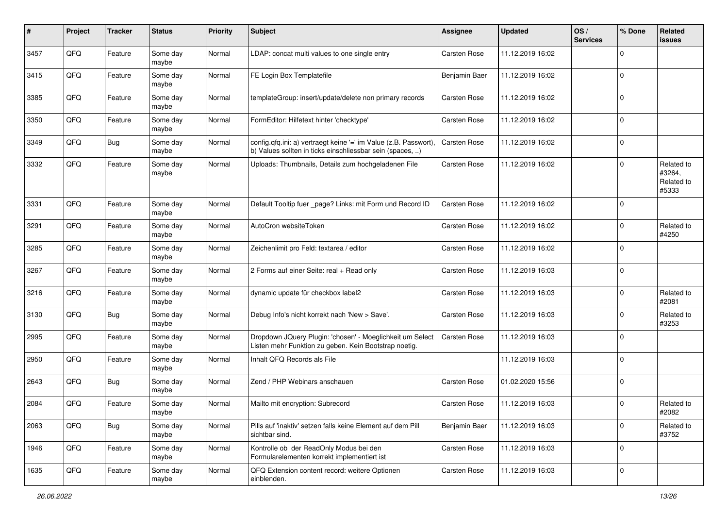| # | Project | Tracker | Status | Priority | Subject | Assignee | Updated | OS / Services | % Done | Related issues |
|---|---|---|---|---|---|---|---|---|---|---|
| 3457 | QFQ | Feature | Some day maybe | Normal | LDAP: concat multi values to one single entry | Carsten Rose | 11.12.2019 16:02 | | 0 | |
| 3415 | QFQ | Feature | Some day maybe | Normal | FE Login Box Templatefile | Benjamin Baer | 11.12.2019 16:02 | | 0 | |
| 3385 | QFQ | Feature | Some day maybe | Normal | templateGroup: insert/update/delete non primary records | Carsten Rose | 11.12.2019 16:02 | | 0 | |
| 3350 | QFQ | Feature | Some day maybe | Normal | FormEditor: Hilfetext hinter 'checktype' | Carsten Rose | 11.12.2019 16:02 | | 0 | |
| 3349 | QFQ | Bug | Some day maybe | Normal | config.qfq.ini: a) vertraegt keine '=' im Value (z.B. Passwort), b) Values sollten in ticks einschliessbar sein (spaces, ..) | Carsten Rose | 11.12.2019 16:02 | | 0 | |
| 3332 | QFQ | Feature | Some day maybe | Normal | Uploads: Thumbnails, Details zum hochgeladenen File | Carsten Rose | 11.12.2019 16:02 | | 0 | Related to #3264, Related to #5333 |
| 3331 | QFQ | Feature | Some day maybe | Normal | Default Tooltip fuer _page? Links: mit Form und Record ID | Carsten Rose | 11.12.2019 16:02 | | 0 | |
| 3291 | QFQ | Feature | Some day maybe | Normal | AutoCron websiteToken | Carsten Rose | 11.12.2019 16:02 | | 0 | Related to #4250 |
| 3285 | QFQ | Feature | Some day maybe | Normal | Zeichenlimit pro Feld: textarea / editor | Carsten Rose | 11.12.2019 16:02 | | 0 | |
| 3267 | QFQ | Feature | Some day maybe | Normal | 2 Forms auf einer Seite: real + Read only | Carsten Rose | 11.12.2019 16:03 | | 0 | |
| 3216 | QFQ | Feature | Some day maybe | Normal | dynamic update für checkbox label2 | Carsten Rose | 11.12.2019 16:03 | | 0 | Related to #2081 |
| 3130 | QFQ | Bug | Some day maybe | Normal | Debug Info's nicht korrekt nach 'New > Save'. | Carsten Rose | 11.12.2019 16:03 | | 0 | Related to #3253 |
| 2995 | QFQ | Feature | Some day maybe | Normal | Dropdown JQuery Plugin: 'chosen' - Moeglichkeit um Select Listen mehr Funktion zu geben. Kein Bootstrap noetig. | Carsten Rose | 11.12.2019 16:03 | | 0 | |
| 2950 | QFQ | Feature | Some day maybe | Normal | Inhalt QFQ Records als File | | 11.12.2019 16:03 | | 0 | |
| 2643 | QFQ | Bug | Some day maybe | Normal | Zend / PHP Webinars anschauen | Carsten Rose | 01.02.2020 15:56 | | 0 | |
| 2084 | QFQ | Feature | Some day maybe | Normal | Mailto mit encryption: Subrecord | Carsten Rose | 11.12.2019 16:03 | | 0 | Related to #2082 |
| 2063 | QFQ | Bug | Some day maybe | Normal | Pills auf 'inaktiv' setzen falls keine Element auf dem Pill sichtbar sind. | Benjamin Baer | 11.12.2019 16:03 | | 0 | Related to #3752 |
| 1946 | QFQ | Feature | Some day maybe | Normal | Kontrolle ob der ReadOnly Modus bei den Formularelementen korrekt implementiert ist | Carsten Rose | 11.12.2019 16:03 | | 0 | |
| 1635 | QFQ | Feature | Some day maybe | Normal | QFQ Extension content record: weitere Optionen einblenden. | Carsten Rose | 11.12.2019 16:03 | | 0 | |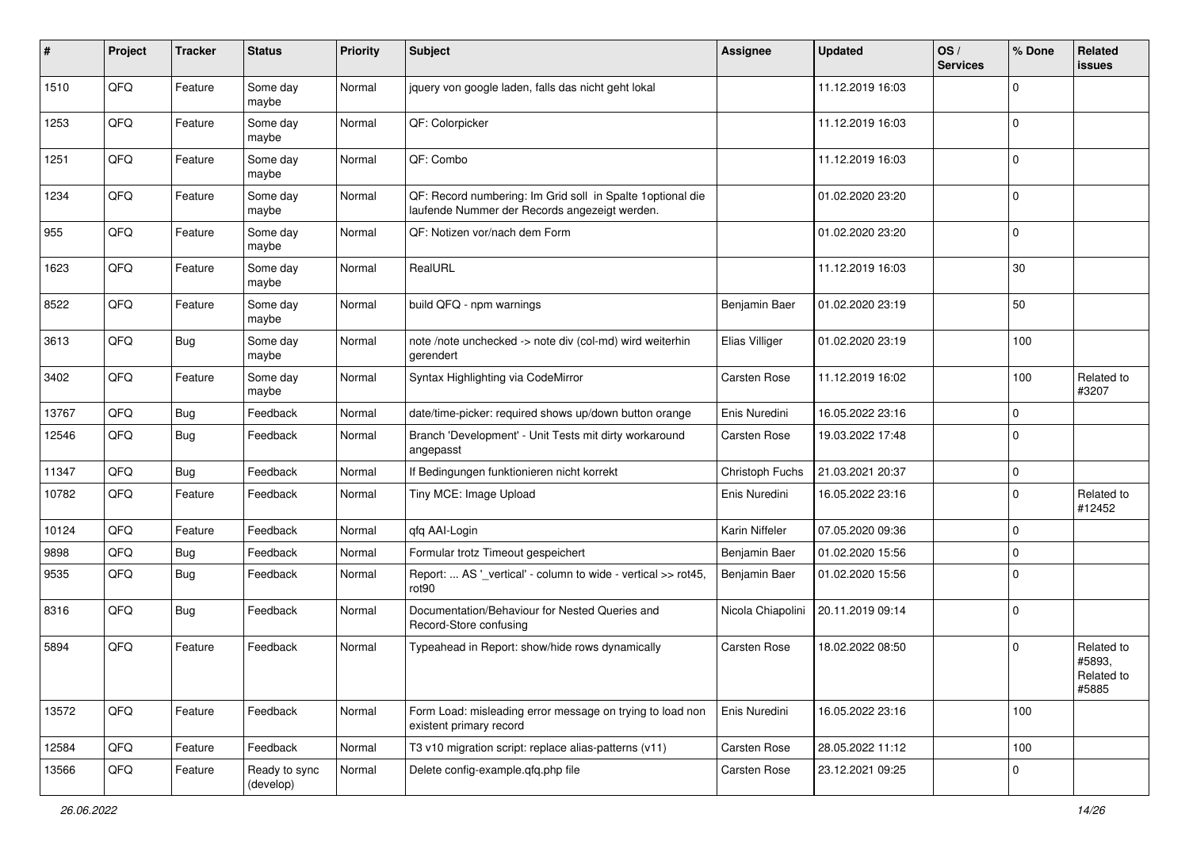| # | Project | Tracker | Status | Priority | Subject | Assignee | Updated | OS / Services | % Done | Related issues |
|---|---|---|---|---|---|---|---|---|---|---|
| 1510 | QFQ | Feature | Some day maybe | Normal | jquery von google laden, falls das nicht geht lokal | | 11.12.2019 16:03 | | 0 | |
| 1253 | QFQ | Feature | Some day maybe | Normal | QF: Colorpicker | | 11.12.2019 16:03 | | 0 | |
| 1251 | QFQ | Feature | Some day maybe | Normal | QF: Combo | | 11.12.2019 16:03 | | 0 | |
| 1234 | QFQ | Feature | Some day maybe | Normal | QF: Record numbering: Im Grid soll in Spalte 1optional die laufende Nummer der Records angezeigt werden. | | 01.02.2020 23:20 | | 0 | |
| 955 | QFQ | Feature | Some day maybe | Normal | QF: Notizen vor/nach dem Form | | 01.02.2020 23:20 | | 0 | |
| 1623 | QFQ | Feature | Some day maybe | Normal | RealURL | | 11.12.2019 16:03 | | 30 | |
| 8522 | QFQ | Feature | Some day maybe | Normal | build QFQ - npm warnings | Benjamin Baer | 01.02.2020 23:19 | | 50 | |
| 3613 | QFQ | Bug | Some day maybe | Normal | note /note unchecked -> note div (col-md) wird weiterhin gerendert | Elias Villiger | 01.02.2020 23:19 | | 100 | |
| 3402 | QFQ | Feature | Some day maybe | Normal | Syntax Highlighting via CodeMirror | Carsten Rose | 11.12.2019 16:02 | | 100 | Related to #3207 |
| 13767 | QFQ | Bug | Feedback | Normal | date/time-picker: required shows up/down button orange | Enis Nuredini | 16.05.2022 23:16 | | 0 | |
| 12546 | QFQ | Bug | Feedback | Normal | Branch 'Development' - Unit Tests mit dirty workaround angepasst | Carsten Rose | 19.03.2022 17:48 | | 0 | |
| 11347 | QFQ | Bug | Feedback | Normal | If Bedingungen funktionieren nicht korrekt | Christoph Fuchs | 21.03.2021 20:37 | | 0 | |
| 10782 | QFQ | Feature | Feedback | Normal | Tiny MCE: Image Upload | Enis Nuredini | 16.05.2022 23:16 | | 0 | Related to #12452 |
| 10124 | QFQ | Feature | Feedback | Normal | qfq AAI-Login | Karin Niffeler | 07.05.2020 09:36 | | 0 | |
| 9898 | QFQ | Bug | Feedback | Normal | Formular trotz Timeout gespeichert | Benjamin Baer | 01.02.2020 15:56 | | 0 | |
| 9535 | QFQ | Bug | Feedback | Normal | Report: ... AS '_vertical' - column to wide - vertical >> rot45, rot90 | Benjamin Baer | 01.02.2020 15:56 | | 0 | |
| 8316 | QFQ | Bug | Feedback | Normal | Documentation/Behaviour for Nested Queries and Record-Store confusing | Nicola Chiapolini | 20.11.2019 09:14 | | 0 | |
| 5894 | QFQ | Feature | Feedback | Normal | Typeahead in Report: show/hide rows dynamically | Carsten Rose | 18.02.2022 08:50 | | 0 | Related to #5893, Related to #5885 |
| 13572 | QFQ | Feature | Feedback | Normal | Form Load: misleading error message on trying to load non existent primary record | Enis Nuredini | 16.05.2022 23:16 | | 100 | |
| 12584 | QFQ | Feature | Feedback | Normal | T3 v10 migration script: replace alias-patterns (v11) | Carsten Rose | 28.05.2022 11:12 | | 100 | |
| 13566 | QFQ | Feature | Ready to sync (develop) | Normal | Delete config-example.qfq.php file | Carsten Rose | 23.12.2021 09:25 | | 0 | |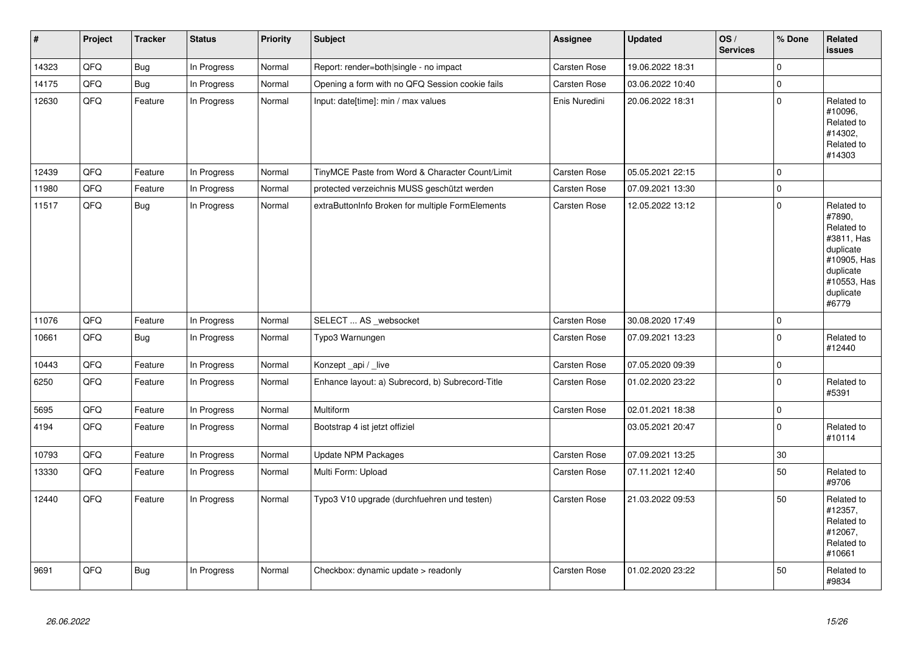| # | Project | Tracker | Status | Priority | Subject | Assignee | Updated | OS / Services | % Done | Related issues |
|---|---|---|---|---|---|---|---|---|---|---|
| 14323 | QFQ | Bug | In Progress | Normal | Report: render=both\|single - no impact | Carsten Rose | 19.06.2022 18:31 | | 0 | |
| 14175 | QFQ | Bug | In Progress | Normal | Opening a form with no QFQ Session cookie fails | Carsten Rose | 03.06.2022 10:40 | | 0 | |
| 12630 | QFQ | Feature | In Progress | Normal | Input: date[time]: min / max values | Enis Nuredini | 20.06.2022 18:31 | | 0 | Related to #10096, Related to #14302, Related to #14303 |
| 12439 | QFQ | Feature | In Progress | Normal | TinyMCE Paste from Word & Character Count/Limit | Carsten Rose | 05.05.2021 22:15 | | 0 | |
| 11980 | QFQ | Feature | In Progress | Normal | protected verzeichnis MUSS geschützt werden | Carsten Rose | 07.09.2021 13:30 | | 0 | |
| 11517 | QFQ | Bug | In Progress | Normal | extraButtonInfo Broken for multiple FormElements | Carsten Rose | 12.05.2022 13:12 | | 0 | Related to #7890, Related to #3811, Has duplicate #10905, Has duplicate #10553, Has duplicate #6779 |
| 11076 | QFQ | Feature | In Progress | Normal | SELECT ... AS _websocket | Carsten Rose | 30.08.2020 17:49 | | 0 | |
| 10661 | QFQ | Bug | In Progress | Normal | Typo3 Warnungen | Carsten Rose | 07.09.2021 13:23 | | 0 | Related to #12440 |
| 10443 | QFQ | Feature | In Progress | Normal | Konzept _api / _live | Carsten Rose | 07.05.2020 09:39 | | 0 | |
| 6250 | QFQ | Feature | In Progress | Normal | Enhance layout: a) Subrecord, b) Subrecord-Title | Carsten Rose | 01.02.2020 23:22 | | 0 | Related to #5391 |
| 5695 | QFQ | Feature | In Progress | Normal | Multiform | Carsten Rose | 02.01.2021 18:38 | | 0 | |
| 4194 | QFQ | Feature | In Progress | Normal | Bootstrap 4 ist jetzt offiziel | | 03.05.2021 20:47 | | 0 | Related to #10114 |
| 10793 | QFQ | Feature | In Progress | Normal | Update NPM Packages | Carsten Rose | 07.09.2021 13:25 | | 30 | |
| 13330 | QFQ | Feature | In Progress | Normal | Multi Form: Upload | Carsten Rose | 07.11.2021 12:40 | | 50 | Related to #9706 |
| 12440 | QFQ | Feature | In Progress | Normal | Typo3 V10 upgrade (durchfuehren und testen) | Carsten Rose | 21.03.2022 09:53 | | 50 | Related to #12357, Related to #12067, Related to #10661 |
| 9691 | QFQ | Bug | In Progress | Normal | Checkbox: dynamic update > readonly | Carsten Rose | 01.02.2020 23:22 | | 50 | Related to #9834 |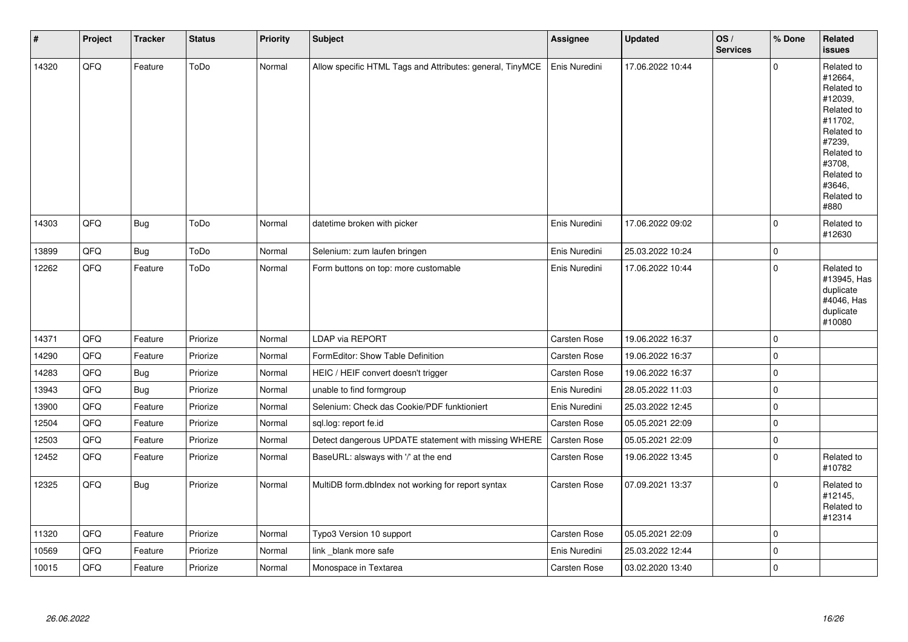| # | Project | Tracker | Status | Priority | Subject | Assignee | Updated | OS / Services | % Done | Related issues |
|---|---|---|---|---|---|---|---|---|---|---|
| 14320 | QFQ | Feature | ToDo | Normal | Allow specific HTML Tags and Attributes: general, TinyMCE | Enis Nuredini | 17.06.2022 10:44 | | 0 | Related to #12664, Related to #12039, Related to #11702, Related to #7239, Related to #3708, Related to #3646, Related to #880 |
| 14303 | QFQ | Bug | ToDo | Normal | datetime broken with picker | Enis Nuredini | 17.06.2022 09:02 | | 0 | Related to #12630 |
| 13899 | QFQ | Bug | ToDo | Normal | Selenium: zum laufen bringen | Enis Nuredini | 25.03.2022 10:24 | | 0 | |
| 12262 | QFQ | Feature | ToDo | Normal | Form buttons on top: more customable | Enis Nuredini | 17.06.2022 10:44 | | 0 | Related to #13945, Has duplicate #4046, Has duplicate #10080 |
| 14371 | QFQ | Feature | Priorize | Normal | LDAP via REPORT | Carsten Rose | 19.06.2022 16:37 | | 0 | |
| 14290 | QFQ | Feature | Priorize | Normal | FormEditor: Show Table Definition | Carsten Rose | 19.06.2022 16:37 | | 0 | |
| 14283 | QFQ | Bug | Priorize | Normal | HEIC / HEIF convert doesn't trigger | Carsten Rose | 19.06.2022 16:37 | | 0 | |
| 13943 | QFQ | Bug | Priorize | Normal | unable to find formgroup | Enis Nuredini | 28.05.2022 11:03 | | 0 | |
| 13900 | QFQ | Feature | Priorize | Normal | Selenium: Check das Cookie/PDF funktioniert | Enis Nuredini | 25.03.2022 12:45 | | 0 | |
| 12504 | QFQ | Feature | Priorize | Normal | sql.log: report fe.id | Carsten Rose | 05.05.2021 22:09 | | 0 | |
| 12503 | QFQ | Feature | Priorize | Normal | Detect dangerous UPDATE statement with missing WHERE | Carsten Rose | 05.05.2021 22:09 | | 0 | |
| 12452 | QFQ | Feature | Priorize | Normal | BaseURL: alsways with '/' at the end | Carsten Rose | 19.06.2022 13:45 | | 0 | Related to #10782 |
| 12325 | QFQ | Bug | Priorize | Normal | MultiDB form.dbIndex not working for report syntax | Carsten Rose | 07.09.2021 13:37 | | 0 | Related to #12145, Related to #12314 |
| 11320 | QFQ | Feature | Priorize | Normal | Typo3 Version 10 support | Carsten Rose | 05.05.2021 22:09 | | 0 | |
| 10569 | QFQ | Feature | Priorize | Normal | link _blank more safe | Enis Nuredini | 25.03.2022 12:44 | | 0 | |
| 10015 | QFQ | Feature | Priorize | Normal | Monospace in Textarea | Carsten Rose | 03.02.2020 13:40 | | 0 | |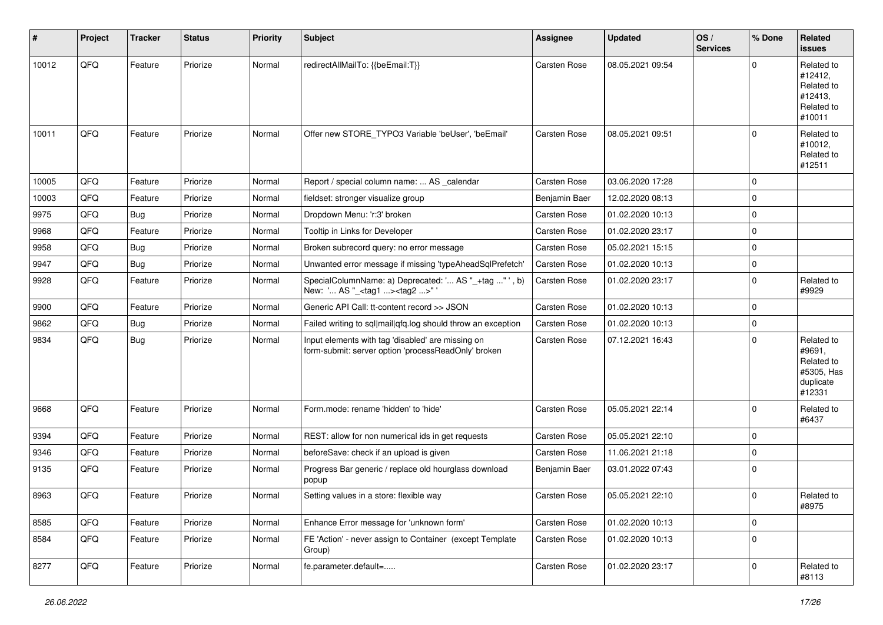| # | Project | Tracker | Status | Priority | Subject | Assignee | Updated | OS / Services | % Done | Related issues |
|---|---|---|---|---|---|---|---|---|---|---|
| 10012 | QFQ | Feature | Priorize | Normal | redirectAllMailTo: {{beEmail:T}} | Carsten Rose | 08.05.2021 09:54 | | 0 | Related to #12412, Related to #12413, Related to #10011 |
| 10011 | QFQ | Feature | Priorize | Normal | Offer new STORE_TYPO3 Variable 'beUser', 'beEmail' | Carsten Rose | 08.05.2021 09:51 | | 0 | Related to #10012, Related to #12511 |
| 10005 | QFQ | Feature | Priorize | Normal | Report / special column name: ... AS _calendar | Carsten Rose | 03.06.2020 17:28 | | 0 | |
| 10003 | QFQ | Feature | Priorize | Normal | fieldset: stronger visualize group | Benjamin Baer | 12.02.2020 08:13 | | 0 | |
| 9975 | QFQ | Bug | Priorize | Normal | Dropdown Menu: 'r:3' broken | Carsten Rose | 01.02.2020 10:13 | | 0 | |
| 9968 | QFQ | Feature | Priorize | Normal | Tooltip in Links for Developer | Carsten Rose | 01.02.2020 23:17 | | 0 | |
| 9958 | QFQ | Bug | Priorize | Normal | Broken subrecord query: no error message | Carsten Rose | 05.02.2021 15:15 | | 0 | |
| 9947 | QFQ | Bug | Priorize | Normal | Unwanted error message if missing 'typeAheadSqlPrefetch' | Carsten Rose | 01.02.2020 10:13 | | 0 | |
| 9928 | QFQ | Feature | Priorize | Normal | SpecialColumnName: a) Deprecated: '... AS "_+tag ..." ', b) New: '... AS "_<tag1 ...><tag2 ...>" ' | Carsten Rose | 01.02.2020 23:17 | | 0 | Related to #9929 |
| 9900 | QFQ | Feature | Priorize | Normal | Generic API Call: tt-content record >> JSON | Carsten Rose | 01.02.2020 10:13 | | 0 | |
| 9862 | QFQ | Bug | Priorize | Normal | Failed writing to sql\|mail\|qfq.log should throw an exception | Carsten Rose | 01.02.2020 10:13 | | 0 | |
| 9834 | QFQ | Bug | Priorize | Normal | Input elements with tag 'disabled' are missing on form-submit: server option 'processReadOnly' broken | Carsten Rose | 07.12.2021 16:43 | | 0 | Related to #9691, Related to #5305, Has duplicate #12331 |
| 9668 | QFQ | Feature | Priorize | Normal | Form.mode: rename 'hidden' to 'hide' | Carsten Rose | 05.05.2021 22:14 | | 0 | Related to #6437 |
| 9394 | QFQ | Feature | Priorize | Normal | REST: allow for non numerical ids in get requests | Carsten Rose | 05.05.2021 22:10 | | 0 | |
| 9346 | QFQ | Feature | Priorize | Normal | beforeSave: check if an upload is given | Carsten Rose | 11.06.2021 21:18 | | 0 | |
| 9135 | QFQ | Feature | Priorize | Normal | Progress Bar generic / replace old hourglass download popup | Benjamin Baer | 03.01.2022 07:43 | | 0 | |
| 8963 | QFQ | Feature | Priorize | Normal | Setting values in a store: flexible way | Carsten Rose | 05.05.2021 22:10 | | 0 | Related to #8975 |
| 8585 | QFQ | Feature | Priorize | Normal | Enhance Error message for 'unknown form' | Carsten Rose | 01.02.2020 10:13 | | 0 | |
| 8584 | QFQ | Feature | Priorize | Normal | FE 'Action' - never assign to Container (except Template Group) | Carsten Rose | 01.02.2020 10:13 | | 0 | |
| 8277 | QFQ | Feature | Priorize | Normal | fe.parameter.default=..... | Carsten Rose | 01.02.2020 23:17 | | 0 | Related to #8113 |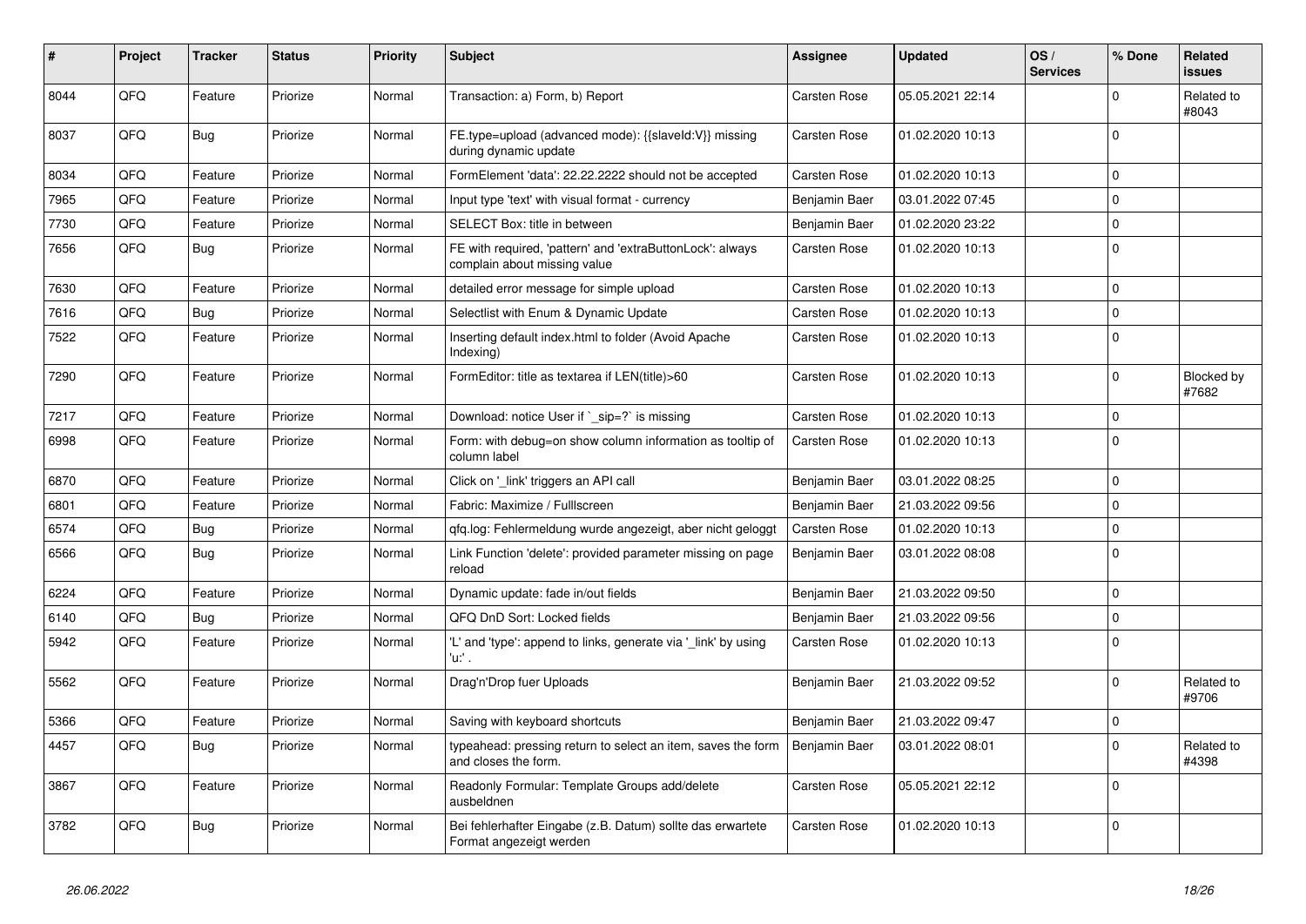| # | Project | Tracker | Status | Priority | Subject | Assignee | Updated | OS / Services | % Done | Related issues |
|---|---|---|---|---|---|---|---|---|---|---|
| 8044 | QFQ | Feature | Priorize | Normal | Transaction: a) Form, b) Report | Carsten Rose | 05.05.2021 22:14 | | 0 | Related to #8043 |
| 8037 | QFQ | Bug | Priorize | Normal | FE.type=upload (advanced mode): {{slaveId:V}} missing during dynamic update | Carsten Rose | 01.02.2020 10:13 | | 0 | |
| 8034 | QFQ | Feature | Priorize | Normal | FormElement 'data': 22.22.2222 should not be accepted | Carsten Rose | 01.02.2020 10:13 | | 0 | |
| 7965 | QFQ | Feature | Priorize | Normal | Input type 'text' with visual format - currency | Benjamin Baer | 03.01.2022 07:45 | | 0 | |
| 7730 | QFQ | Feature | Priorize | Normal | SELECT Box: title in between | Benjamin Baer | 01.02.2020 23:22 | | 0 | |
| 7656 | QFQ | Bug | Priorize | Normal | FE with required, 'pattern' and 'extraButtonLock': always complain about missing value | Carsten Rose | 01.02.2020 10:13 | | 0 | |
| 7630 | QFQ | Feature | Priorize | Normal | detailed error message for simple upload | Carsten Rose | 01.02.2020 10:13 | | 0 | |
| 7616 | QFQ | Bug | Priorize | Normal | Selectlist with Enum & Dynamic Update | Carsten Rose | 01.02.2020 10:13 | | 0 | |
| 7522 | QFQ | Feature | Priorize | Normal | Inserting default index.html to folder (Avoid Apache Indexing) | Carsten Rose | 01.02.2020 10:13 | | 0 | |
| 7290 | QFQ | Feature | Priorize | Normal | FormEditor: title as textarea if LEN(title)>60 | Carsten Rose | 01.02.2020 10:13 | | 0 | Blocked by #7682 |
| 7217 | QFQ | Feature | Priorize | Normal | Download: notice User if `_sip=?` is missing | Carsten Rose | 01.02.2020 10:13 | | 0 | |
| 6998 | QFQ | Feature | Priorize | Normal | Form: with debug=on show column information as tooltip of column label | Carsten Rose | 01.02.2020 10:13 | | 0 | |
| 6870 | QFQ | Feature | Priorize | Normal | Click on '_link' triggers an API call | Benjamin Baer | 03.01.2022 08:25 | | 0 | |
| 6801 | QFQ | Feature | Priorize | Normal | Fabric: Maximize / Fulllscreen | Benjamin Baer | 21.03.2022 09:56 | | 0 | |
| 6574 | QFQ | Bug | Priorize | Normal | qfq.log: Fehlermeldung wurde angezeigt, aber nicht geloggt | Carsten Rose | 01.02.2020 10:13 | | 0 | |
| 6566 | QFQ | Bug | Priorize | Normal | Link Function 'delete': provided parameter missing on page reload | Benjamin Baer | 03.01.2022 08:08 | | 0 | |
| 6224 | QFQ | Feature | Priorize | Normal | Dynamic update: fade in/out fields | Benjamin Baer | 21.03.2022 09:50 | | 0 | |
| 6140 | QFQ | Bug | Priorize | Normal | QFQ DnD Sort: Locked fields | Benjamin Baer | 21.03.2022 09:56 | | 0 | |
| 5942 | QFQ | Feature | Priorize | Normal | 'L' and 'type': append to links, generate via '_link' by using 'u:' . | Carsten Rose | 01.02.2020 10:13 | | 0 | |
| 5562 | QFQ | Feature | Priorize | Normal | Drag'n'Drop fuer Uploads | Benjamin Baer | 21.03.2022 09:52 | | 0 | Related to #9706 |
| 5366 | QFQ | Feature | Priorize | Normal | Saving with keyboard shortcuts | Benjamin Baer | 21.03.2022 09:47 | | 0 | |
| 4457 | QFQ | Bug | Priorize | Normal | typeahead: pressing return to select an item, saves the form and closes the form. | Benjamin Baer | 03.01.2022 08:01 | | 0 | Related to #4398 |
| 3867 | QFQ | Feature | Priorize | Normal | Readonly Formular: Template Groups add/delete ausbeldnen | Carsten Rose | 05.05.2021 22:12 | | 0 | |
| 3782 | QFQ | Bug | Priorize | Normal | Bei fehlerhafter Eingabe (z.B. Datum) sollte das erwartete Format angezeigt werden | Carsten Rose | 01.02.2020 10:13 | | 0 | |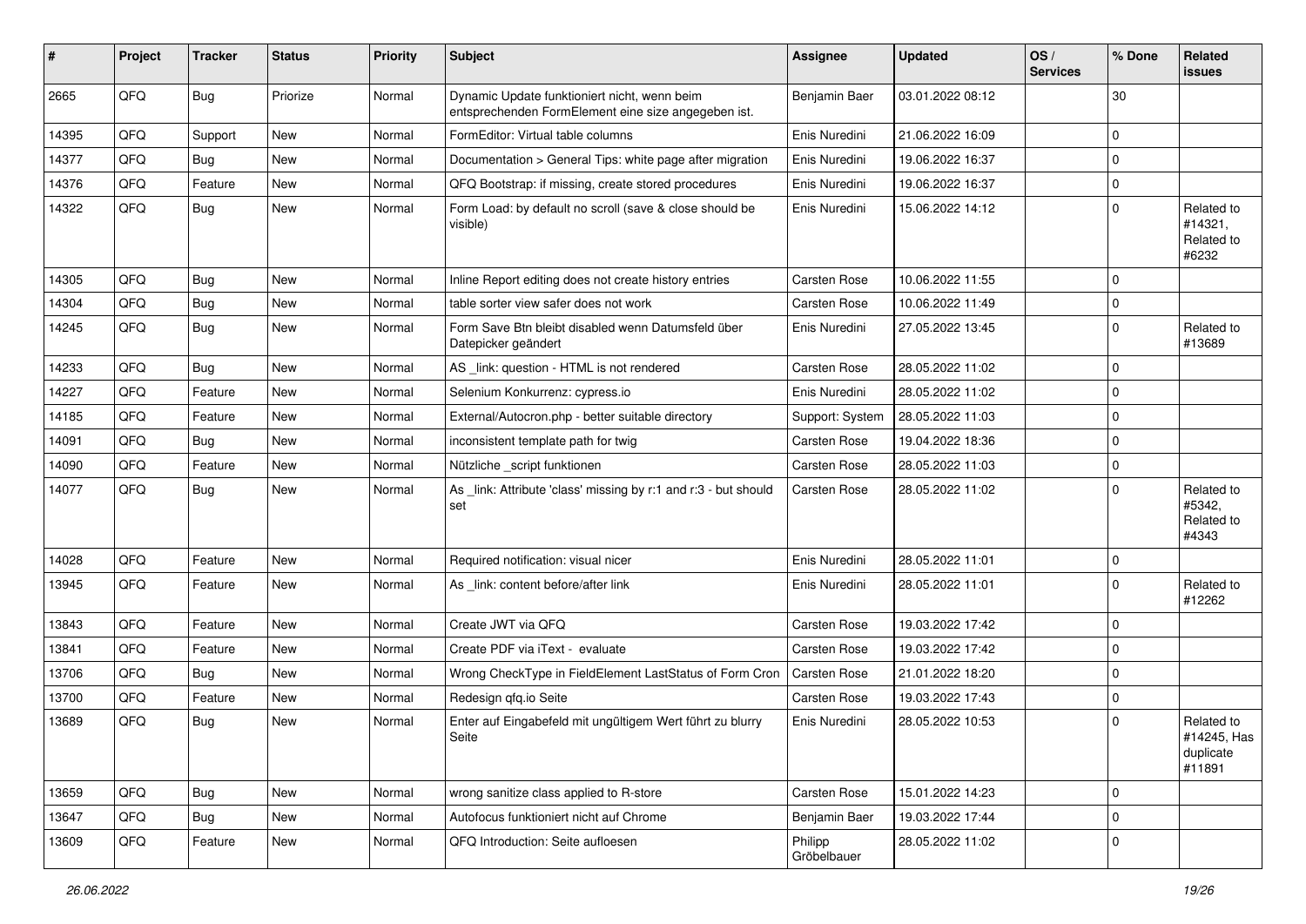| # | Project | Tracker | Status | Priority | Subject | Assignee | Updated | OS / Services | % Done | Related issues |
|---|---|---|---|---|---|---|---|---|---|---|
| 2665 | QFQ | Bug | Priorize | Normal | Dynamic Update funktioniert nicht, wenn beim entsprechenden FormElement eine size angegeben ist. | Benjamin Baer | 03.01.2022 08:12 | | 30 | |
| 14395 | QFQ | Support | New | Normal | FormEditor: Virtual table columns | Enis Nuredini | 21.06.2022 16:09 | | 0 | |
| 14377 | QFQ | Bug | New | Normal | Documentation > General Tips: white page after migration | Enis Nuredini | 19.06.2022 16:37 | | 0 | |
| 14376 | QFQ | Feature | New | Normal | QFQ Bootstrap: if missing, create stored procedures | Enis Nuredini | 19.06.2022 16:37 | | 0 | |
| 14322 | QFQ | Bug | New | Normal | Form Load: by default no scroll (save & close should be visible) | Enis Nuredini | 15.06.2022 14:12 | | 0 | Related to #14321, Related to #6232 |
| 14305 | QFQ | Bug | New | Normal | Inline Report editing does not create history entries | Carsten Rose | 10.06.2022 11:55 | | 0 | |
| 14304 | QFQ | Bug | New | Normal | table sorter view safer does not work | Carsten Rose | 10.06.2022 11:49 | | 0 | |
| 14245 | QFQ | Bug | New | Normal | Form Save Btn bleibt disabled wenn Datumsfeld über Datepicker geändert | Enis Nuredini | 27.05.2022 13:45 | | 0 | Related to #13689 |
| 14233 | QFQ | Bug | New | Normal | AS _link: question - HTML is not rendered | Carsten Rose | 28.05.2022 11:02 | | 0 | |
| 14227 | QFQ | Feature | New | Normal | Selenium Konkurrenz: cypress.io | Enis Nuredini | 28.05.2022 11:02 | | 0 | |
| 14185 | QFQ | Feature | New | Normal | External/Autocron.php - better suitable directory | Support: System | 28.05.2022 11:03 | | 0 | |
| 14091 | QFQ | Bug | New | Normal | inconsistent template path for twig | Carsten Rose | 19.04.2022 18:36 | | 0 | |
| 14090 | QFQ | Feature | New | Normal | Nützliche _script funktionen | Carsten Rose | 28.05.2022 11:03 | | 0 | |
| 14077 | QFQ | Bug | New | Normal | As _link: Attribute 'class' missing by r:1 and r:3 - but should set | Carsten Rose | 28.05.2022 11:02 | | 0 | Related to #5342, Related to #4343 |
| 14028 | QFQ | Feature | New | Normal | Required notification: visual nicer | Enis Nuredini | 28.05.2022 11:01 | | 0 | |
| 13945 | QFQ | Feature | New | Normal | As _link: content before/after link | Enis Nuredini | 28.05.2022 11:01 | | 0 | Related to #12262 |
| 13843 | QFQ | Feature | New | Normal | Create JWT via QFQ | Carsten Rose | 19.03.2022 17:42 | | 0 | |
| 13841 | QFQ | Feature | New | Normal | Create PDF via iText - evaluate | Carsten Rose | 19.03.2022 17:42 | | 0 | |
| 13706 | QFQ | Bug | New | Normal | Wrong CheckType in FieldElement LastStatus of Form Cron | Carsten Rose | 21.01.2022 18:20 | | 0 | |
| 13700 | QFQ | Feature | New | Normal | Redesign qfq.io Seite | Carsten Rose | 19.03.2022 17:43 | | 0 | |
| 13689 | QFQ | Bug | New | Normal | Enter auf Eingabefeld mit ungültigem Wert führt zu blurry Seite | Enis Nuredini | 28.05.2022 10:53 | | 0 | Related to #14245, Has duplicate #11891 |
| 13659 | QFQ | Bug | New | Normal | wrong sanitize class applied to R-store | Carsten Rose | 15.01.2022 14:23 | | 0 | |
| 13647 | QFQ | Bug | New | Normal | Autofocus funktioniert nicht auf Chrome | Benjamin Baer | 19.03.2022 17:44 | | 0 | |
| 13609 | QFQ | Feature | New | Normal | QFQ Introduction: Seite aufloesen | Philipp Gröbelbauer | 28.05.2022 11:02 | | 0 | |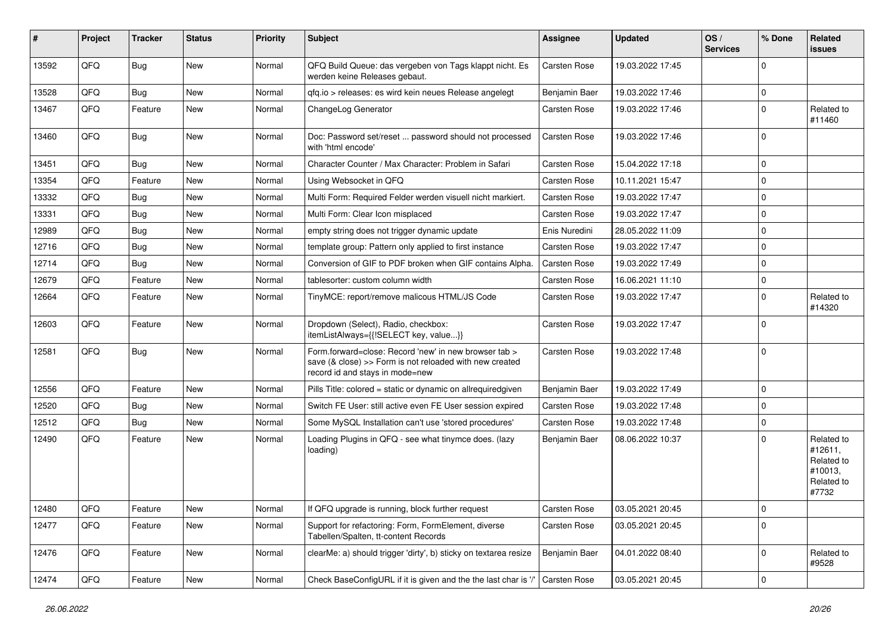| # | Project | Tracker | Status | Priority | Subject | Assignee | Updated | OS / Services | % Done | Related issues |
|---|---|---|---|---|---|---|---|---|---|---|
| 13592 | QFQ | Bug | New | Normal | QFQ Build Queue: das vergeben von Tags klappt nicht. Es werden keine Releases gebaut. | Carsten Rose | 19.03.2022 17:45 | | 0 | |
| 13528 | QFQ | Bug | New | Normal | qfq.io > releases: es wird kein neues Release angelegt | Benjamin Baer | 19.03.2022 17:46 | | 0 | |
| 13467 | QFQ | Feature | New | Normal | ChangeLog Generator | Carsten Rose | 19.03.2022 17:46 | | 0 | Related to #11460 |
| 13460 | QFQ | Bug | New | Normal | Doc: Password set/reset ... password should not processed with 'html encode' | Carsten Rose | 19.03.2022 17:46 | | 0 | |
| 13451 | QFQ | Bug | New | Normal | Character Counter / Max Character: Problem in Safari | Carsten Rose | 15.04.2022 17:18 | | 0 | |
| 13354 | QFQ | Feature | New | Normal | Using Websocket in QFQ | Carsten Rose | 10.11.2021 15:47 | | 0 | |
| 13332 | QFQ | Bug | New | Normal | Multi Form: Required Felder werden visuell nicht markiert. | Carsten Rose | 19.03.2022 17:47 | | 0 | |
| 13331 | QFQ | Bug | New | Normal | Multi Form: Clear Icon misplaced | Carsten Rose | 19.03.2022 17:47 | | 0 | |
| 12989 | QFQ | Bug | New | Normal | empty string does not trigger dynamic update | Enis Nuredini | 28.05.2022 11:09 | | 0 | |
| 12716 | QFQ | Bug | New | Normal | template group: Pattern only applied to first instance | Carsten Rose | 19.03.2022 17:47 | | 0 | |
| 12714 | QFQ | Bug | New | Normal | Conversion of GIF to PDF broken when GIF contains Alpha. | Carsten Rose | 19.03.2022 17:49 | | 0 | |
| 12679 | QFQ | Feature | New | Normal | tablesorter: custom column width | Carsten Rose | 16.06.2021 11:10 | | 0 | |
| 12664 | QFQ | Feature | New | Normal | TinyMCE: report/remove malicous HTML/JS Code | Carsten Rose | 19.03.2022 17:47 | | 0 | Related to #14320 |
| 12603 | QFQ | Feature | New | Normal | Dropdown (Select), Radio, checkbox: itemListAlways={{!SELECT key, value...}} | Carsten Rose | 19.03.2022 17:47 | | 0 | |
| 12581 | QFQ | Bug | New | Normal | Form.forward=close: Record 'new' in new browser tab > save (& close) >> Form is not reloaded with new created record id and stays in mode=new | Carsten Rose | 19.03.2022 17:48 | | 0 | |
| 12556 | QFQ | Feature | New | Normal | Pills Title: colored = static or dynamic on allrequiredgiven | Benjamin Baer | 19.03.2022 17:49 | | 0 | |
| 12520 | QFQ | Bug | New | Normal | Switch FE User: still active even FE User session expired | Carsten Rose | 19.03.2022 17:48 | | 0 | |
| 12512 | QFQ | Bug | New | Normal | Some MySQL Installation can't use 'stored procedures' | Carsten Rose | 19.03.2022 17:48 | | 0 | |
| 12490 | QFQ | Feature | New | Normal | Loading Plugins in QFQ - see what tinymce does. (lazy loading) | Benjamin Baer | 08.06.2022 10:37 | | 0 | Related to #12611, Related to #10013, Related to #7732 |
| 12480 | QFQ | Feature | New | Normal | If QFQ upgrade is running, block further request | Carsten Rose | 03.05.2021 20:45 | | 0 | |
| 12477 | QFQ | Feature | New | Normal | Support for refactoring: Form, FormElement, diverse Tabellen/Spalten, tt-content Records | Carsten Rose | 03.05.2021 20:45 | | 0 | |
| 12476 | QFQ | Feature | New | Normal | clearMe: a) should trigger 'dirty', b) sticky on textarea resize | Benjamin Baer | 04.01.2022 08:40 | | 0 | Related to #9528 |
| 12474 | QFQ | Feature | New | Normal | Check BaseConfigURL if it is given and the the last char is '/' | Carsten Rose | 03.05.2021 20:45 | | 0 | |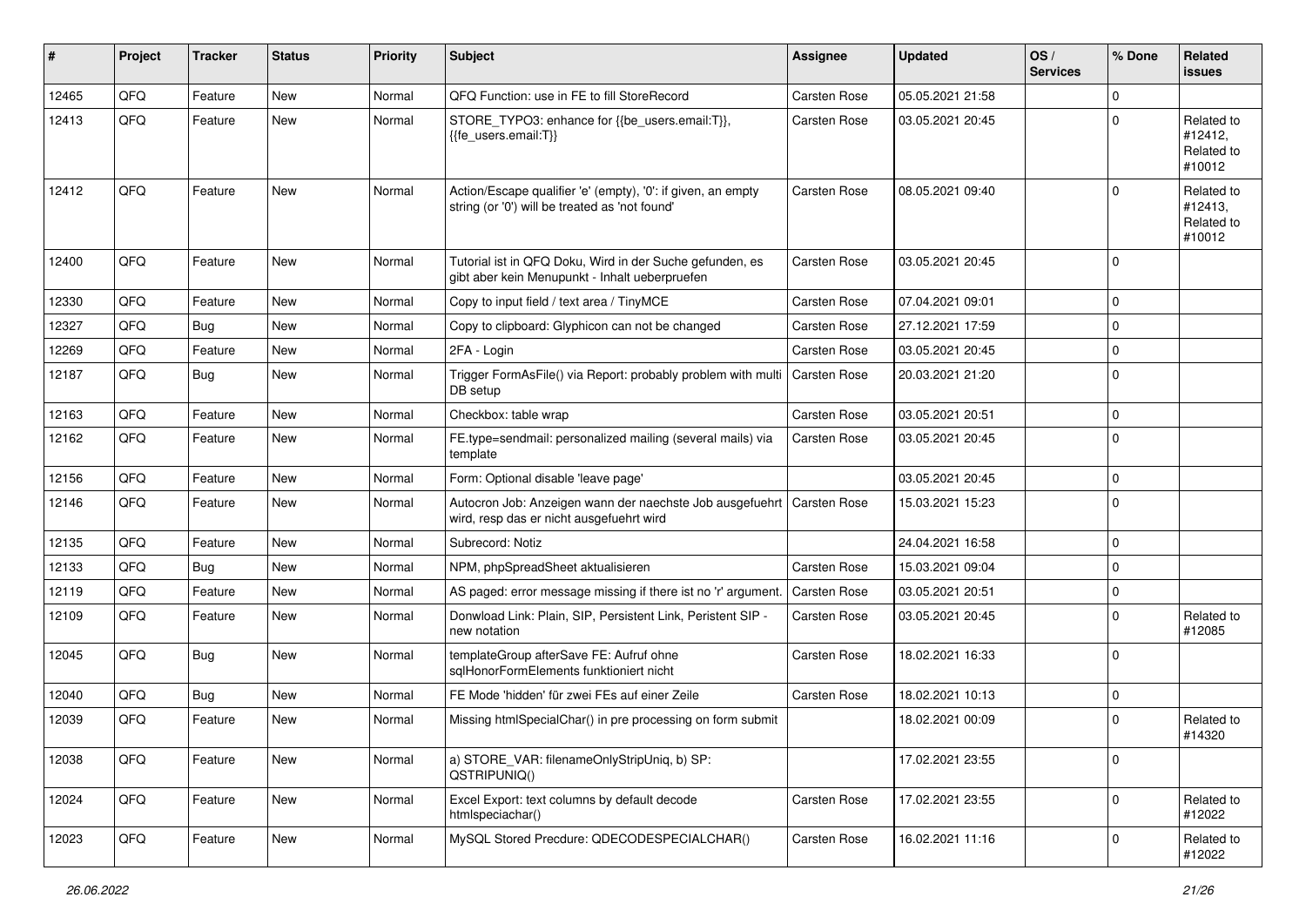| # | Project | Tracker | Status | Priority | Subject | Assignee | Updated | OS / Services | % Done | Related issues |
|---|---|---|---|---|---|---|---|---|---|---|
| 12465 | QFQ | Feature | New | Normal | QFQ Function: use in FE to fill StoreRecord | Carsten Rose | 05.05.2021 21:58 | | 0 | |
| 12413 | QFQ | Feature | New | Normal | STORE_TYPO3: enhance for {{be_users.email:T}}, {{fe_users.email:T}} | Carsten Rose | 03.05.2021 20:45 | | 0 | Related to #12412, Related to #10012 |
| 12412 | QFQ | Feature | New | Normal | Action/Escape qualifier 'e' (empty), '0': if given, an empty string (or '0') will be treated as 'not found' | Carsten Rose | 08.05.2021 09:40 | | 0 | Related to #12413, Related to #10012 |
| 12400 | QFQ | Feature | New | Normal | Tutorial ist in QFQ Doku, Wird in der Suche gefunden, es gibt aber kein Menupunkt - Inhalt ueberpruefen | Carsten Rose | 03.05.2021 20:45 | | 0 | |
| 12330 | QFQ | Feature | New | Normal | Copy to input field / text area / TinyMCE | Carsten Rose | 07.04.2021 09:01 | | 0 | |
| 12327 | QFQ | Bug | New | Normal | Copy to clipboard: Glyphicon can not be changed | Carsten Rose | 27.12.2021 17:59 | | 0 | |
| 12269 | QFQ | Feature | New | Normal | 2FA - Login | Carsten Rose | 03.05.2021 20:45 | | 0 | |
| 12187 | QFQ | Bug | New | Normal | Trigger FormAsFile() via Report: probably problem with multi DB setup | Carsten Rose | 20.03.2021 21:20 | | 0 | |
| 12163 | QFQ | Feature | New | Normal | Checkbox: table wrap | Carsten Rose | 03.05.2021 20:51 | | 0 | |
| 12162 | QFQ | Feature | New | Normal | FE.type=sendmail: personalized mailing (several mails) via template | Carsten Rose | 03.05.2021 20:45 | | 0 | |
| 12156 | QFQ | Feature | New | Normal | Form: Optional disable 'leave page' | | 03.05.2021 20:45 | | 0 | |
| 12146 | QFQ | Feature | New | Normal | Autocron Job: Anzeigen wann der naechste Job ausgefuehrt wird, resp das er nicht ausgefuehrt wird | Carsten Rose | 15.03.2021 15:23 | | 0 | |
| 12135 | QFQ | Feature | New | Normal | Subrecord: Notiz | | 24.04.2021 16:58 | | 0 | |
| 12133 | QFQ | Bug | New | Normal | NPM, phpSpreadSheet aktualisieren | Carsten Rose | 15.03.2021 09:04 | | 0 | |
| 12119 | QFQ | Feature | New | Normal | AS paged: error message missing if there ist no 'r' argument. | Carsten Rose | 03.05.2021 20:51 | | 0 | |
| 12109 | QFQ | Feature | New | Normal | Donwload Link: Plain, SIP, Persistent Link, Peristent SIP - new notation | Carsten Rose | 03.05.2021 20:45 | | 0 | Related to #12085 |
| 12045 | QFQ | Bug | New | Normal | templateGroup afterSave FE: Aufruf ohne sqlHonorFormElements funktioniert nicht | Carsten Rose | 18.02.2021 16:33 | | 0 | |
| 12040 | QFQ | Bug | New | Normal | FE Mode 'hidden' für zwei FEs auf einer Zeile | Carsten Rose | 18.02.2021 10:13 | | 0 | |
| 12039 | QFQ | Feature | New | Normal | Missing htmlSpecialChar() in pre processing on form submit | | 18.02.2021 00:09 | | 0 | Related to #14320 |
| 12038 | QFQ | Feature | New | Normal | a) STORE_VAR: filenameOnlyStripUniq, b) SP: QSTRIPUNIQ() | | 17.02.2021 23:55 | | 0 | |
| 12024 | QFQ | Feature | New | Normal | Excel Export: text columns by default decode htmlspeciachar() | Carsten Rose | 17.02.2021 23:55 | | 0 | Related to #12022 |
| 12023 | QFQ | Feature | New | Normal | MySQL Stored Precdure: QDECODESPECIALCHAR() | Carsten Rose | 16.02.2021 11:16 | | 0 | Related to #12022 |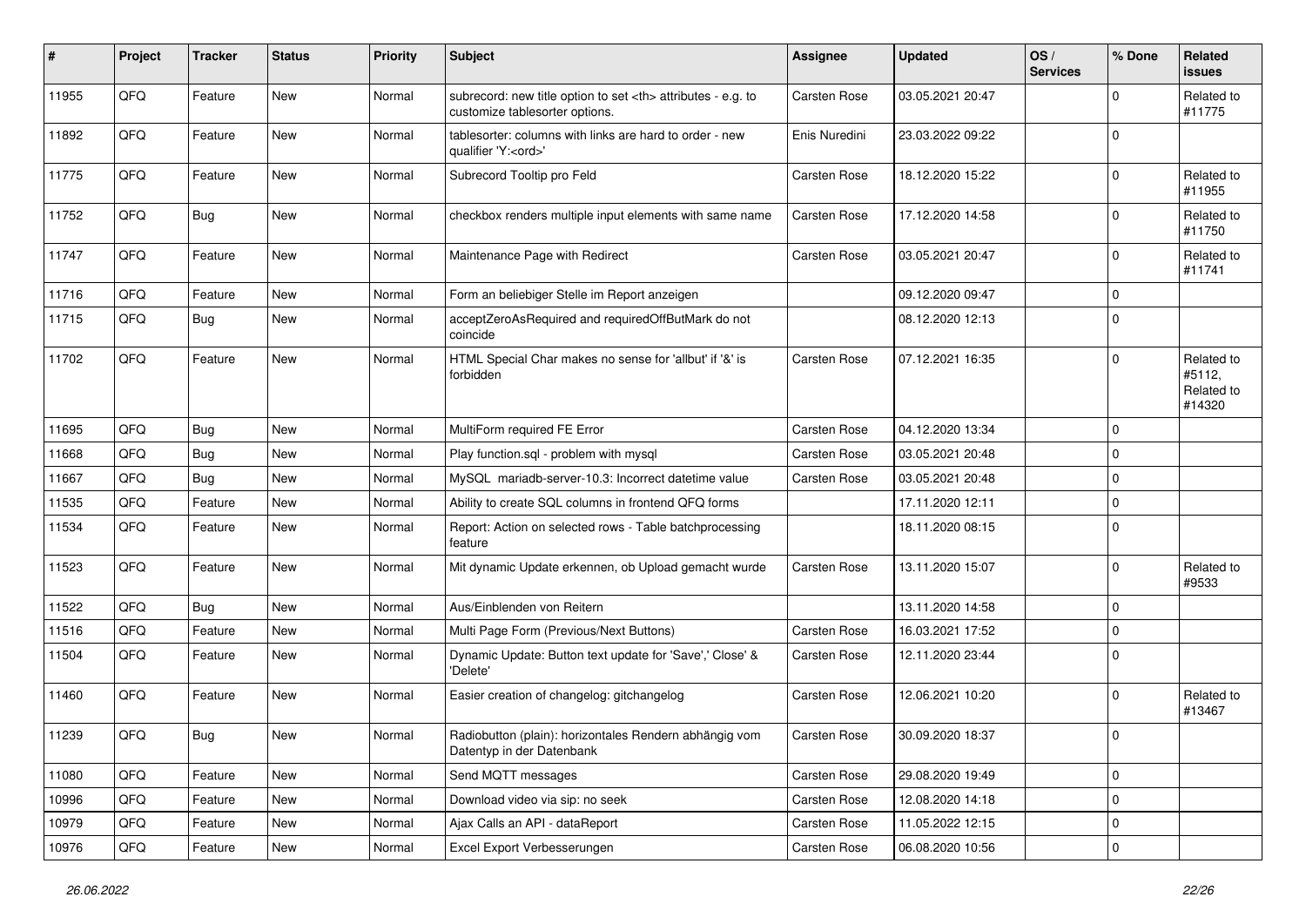| # | Project | Tracker | Status | Priority | Subject | Assignee | Updated | OS / Services | % Done | Related issues |
|---|---|---|---|---|---|---|---|---|---|---|
| 11955 | QFQ | Feature | New | Normal | subrecord: new title option to set <th> attributes - e.g. to customize tablesorter options. | Carsten Rose | 03.05.2021 20:47 | | 0 | Related to #11775 |
| 11892 | QFQ | Feature | New | Normal | tablesorter: columns with links are hard to order - new qualifier 'Y:<ord>' | Enis Nuredini | 23.03.2022 09:22 | | 0 | |
| 11775 | QFQ | Feature | New | Normal | Subrecord Tooltip pro Feld | Carsten Rose | 18.12.2020 15:22 | | 0 | Related to #11955 |
| 11752 | QFQ | Bug | New | Normal | checkbox renders multiple input elements with same name | Carsten Rose | 17.12.2020 14:58 | | 0 | Related to #11750 |
| 11747 | QFQ | Feature | New | Normal | Maintenance Page with Redirect | Carsten Rose | 03.05.2021 20:47 | | 0 | Related to #11741 |
| 11716 | QFQ | Feature | New | Normal | Form an beliebiger Stelle im Report anzeigen | | 09.12.2020 09:47 | | 0 | |
| 11715 | QFQ | Bug | New | Normal | acceptZeroAsRequired and requiredOffButMark do not coincide | | 08.12.2020 12:13 | | 0 | |
| 11702 | QFQ | Feature | New | Normal | HTML Special Char makes no sense for 'allbut' if '&' is forbidden | Carsten Rose | 07.12.2021 16:35 | | 0 | Related to #5112, Related to #14320 |
| 11695 | QFQ | Bug | New | Normal | MultiForm required FE Error | Carsten Rose | 04.12.2020 13:34 | | 0 | |
| 11668 | QFQ | Bug | New | Normal | Play function.sql - problem with mysql | Carsten Rose | 03.05.2021 20:48 | | 0 | |
| 11667 | QFQ | Bug | New | Normal | MySQL mariadb-server-10.3: Incorrect datetime value | Carsten Rose | 03.05.2021 20:48 | | 0 | |
| 11535 | QFQ | Feature | New | Normal | Ability to create SQL columns in frontend QFQ forms | | 17.11.2020 12:11 | | 0 | |
| 11534 | QFQ | Feature | New | Normal | Report: Action on selected rows - Table batchprocessing feature | | 18.11.2020 08:15 | | 0 | |
| 11523 | QFQ | Feature | New | Normal | Mit dynamic Update erkennen, ob Upload gemacht wurde | Carsten Rose | 13.11.2020 15:07 | | 0 | Related to #9533 |
| 11522 | QFQ | Bug | New | Normal | Aus/Einblenden von Reitern | | 13.11.2020 14:58 | | 0 | |
| 11516 | QFQ | Feature | New | Normal | Multi Page Form (Previous/Next Buttons) | Carsten Rose | 16.03.2021 17:52 | | 0 | |
| 11504 | QFQ | Feature | New | Normal | Dynamic Update: Button text update for 'Save',' Close' & 'Delete' | Carsten Rose | 12.11.2020 23:44 | | 0 | |
| 11460 | QFQ | Feature | New | Normal | Easier creation of changelog: gitchangelog | Carsten Rose | 12.06.2021 10:20 | | 0 | Related to #13467 |
| 11239 | QFQ | Bug | New | Normal | Radiobutton (plain): horizontales Rendern abhängig vom Datentyp in der Datenbank | Carsten Rose | 30.09.2020 18:37 | | 0 | |
| 11080 | QFQ | Feature | New | Normal | Send MQTT messages | Carsten Rose | 29.08.2020 19:49 | | 0 | |
| 10996 | QFQ | Feature | New | Normal | Download video via sip: no seek | Carsten Rose | 12.08.2020 14:18 | | 0 | |
| 10979 | QFQ | Feature | New | Normal | Ajax Calls an API - dataReport | Carsten Rose | 11.05.2022 12:15 | | 0 | |
| 10976 | QFQ | Feature | New | Normal | Excel Export Verbesserungen | Carsten Rose | 06.08.2020 10:56 | | 0 | |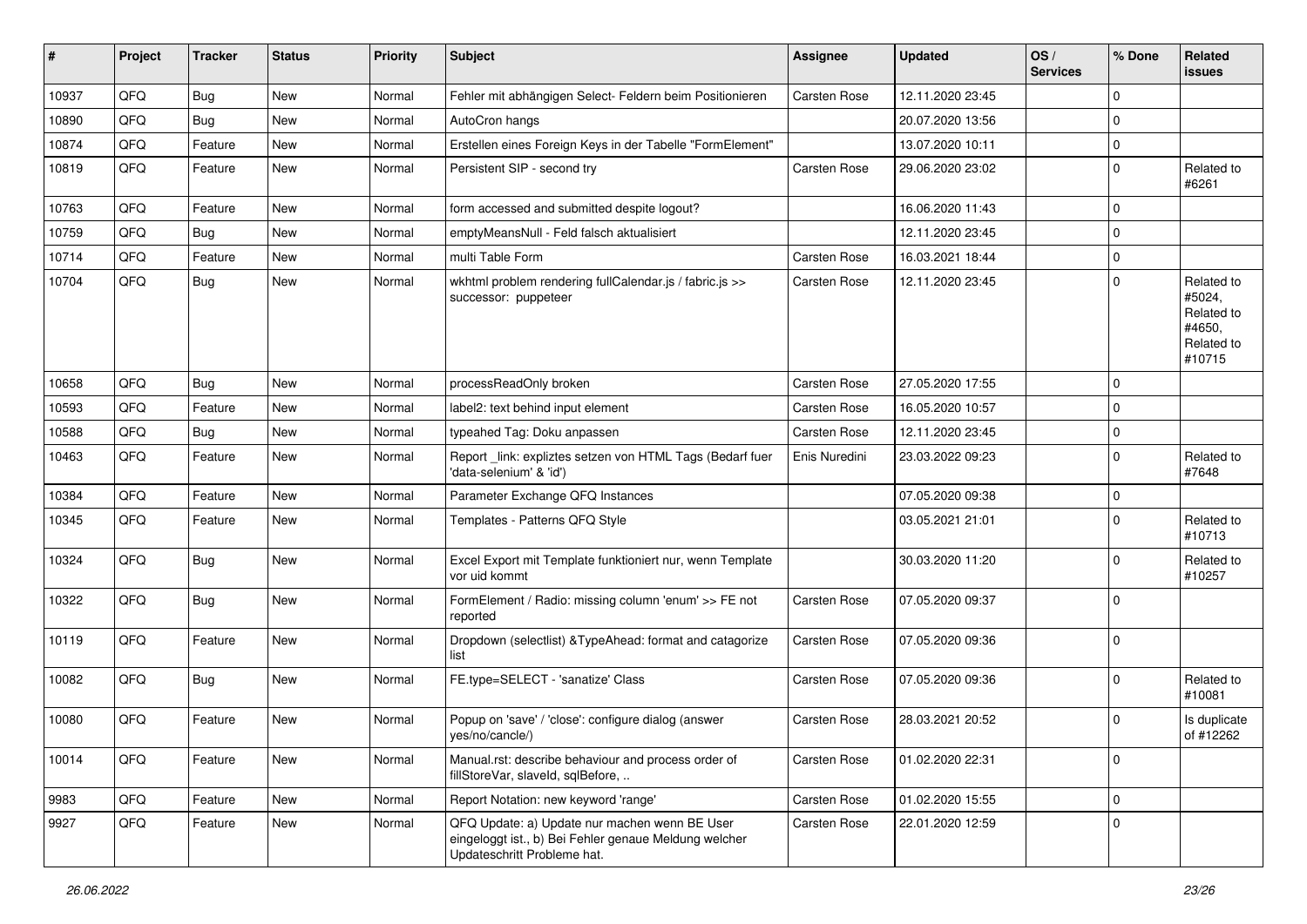| # | Project | Tracker | Status | Priority | Subject | Assignee | Updated | OS / Services | % Done | Related issues |
|---|---|---|---|---|---|---|---|---|---|---|
| 10937 | QFQ | Bug | New | Normal | Fehler mit abhängigen Select- Feldern beim Positionieren | Carsten Rose | 12.11.2020 23:45 | | 0 | |
| 10890 | QFQ | Bug | New | Normal | AutoCron hangs | | 20.07.2020 13:56 | | 0 | |
| 10874 | QFQ | Feature | New | Normal | Erstellen eines Foreign Keys in der Tabelle "FormElement" | | 13.07.2020 10:11 | | 0 | |
| 10819 | QFQ | Feature | New | Normal | Persistent SIP - second try | Carsten Rose | 29.06.2020 23:02 | | 0 | Related to #6261 |
| 10763 | QFQ | Feature | New | Normal | form accessed and submitted despite logout? | | 16.06.2020 11:43 | | 0 | |
| 10759 | QFQ | Bug | New | Normal | emptyMeansNull - Feld falsch aktualisiert | | 12.11.2020 23:45 | | 0 | |
| 10714 | QFQ | Feature | New | Normal | multi Table Form | Carsten Rose | 16.03.2021 18:44 | | 0 | |
| 10704 | QFQ | Bug | New | Normal | wkhtml problem rendering fullCalendar.js / fabric.js >> successor: puppeteer | Carsten Rose | 12.11.2020 23:45 | | 0 | Related to #5024, Related to #4650, Related to #10715 |
| 10658 | QFQ | Bug | New | Normal | processReadOnly broken | Carsten Rose | 27.05.2020 17:55 | | 0 | |
| 10593 | QFQ | Feature | New | Normal | label2: text behind input element | Carsten Rose | 16.05.2020 10:57 | | 0 | |
| 10588 | QFQ | Bug | New | Normal | typeahed Tag: Doku anpassen | Carsten Rose | 12.11.2020 23:45 | | 0 | |
| 10463 | QFQ | Feature | New | Normal | Report _link: expliztes setzen von HTML Tags (Bedarf fuer 'data-selenium' & 'id') | Enis Nuredini | 23.03.2022 09:23 | | 0 | Related to #7648 |
| 10384 | QFQ | Feature | New | Normal | Parameter Exchange QFQ Instances | | 07.05.2020 09:38 | | 0 | |
| 10345 | QFQ | Feature | New | Normal | Templates - Patterns QFQ Style | | 03.05.2021 21:01 | | 0 | Related to #10713 |
| 10324 | QFQ | Bug | New | Normal | Excel Export mit Template funktioniert nur, wenn Template vor uid kommt | | 30.03.2020 11:20 | | 0 | Related to #10257 |
| 10322 | QFQ | Bug | New | Normal | FormElement / Radio: missing column 'enum' >> FE not reported | Carsten Rose | 07.05.2020 09:37 | | 0 | |
| 10119 | QFQ | Feature | New | Normal | Dropdown (selectlist) &TypeAhead: format and catagorize list | Carsten Rose | 07.05.2020 09:36 | | 0 | |
| 10082 | QFQ | Bug | New | Normal | FE.type=SELECT - 'sanatize' Class | Carsten Rose | 07.05.2020 09:36 | | 0 | Related to #10081 |
| 10080 | QFQ | Feature | New | Normal | Popup on 'save' / 'close': configure dialog (answer yes/no/cancle/) | Carsten Rose | 28.03.2021 20:52 | | 0 | Is duplicate of #12262 |
| 10014 | QFQ | Feature | New | Normal | Manual.rst: describe behaviour and process order of fillStoreVar, slaveId, sqlBefore, .. | Carsten Rose | 01.02.2020 22:31 | | 0 | |
| 9983 | QFQ | Feature | New | Normal | Report Notation: new keyword 'range' | Carsten Rose | 01.02.2020 15:55 | | 0 | |
| 9927 | QFQ | Feature | New | Normal | QFQ Update: a) Update nur machen wenn BE User eingeloggt ist., b) Bei Fehler genaue Meldung welcher Updateschritt Probleme hat. | Carsten Rose | 22.01.2020 12:59 | | 0 | |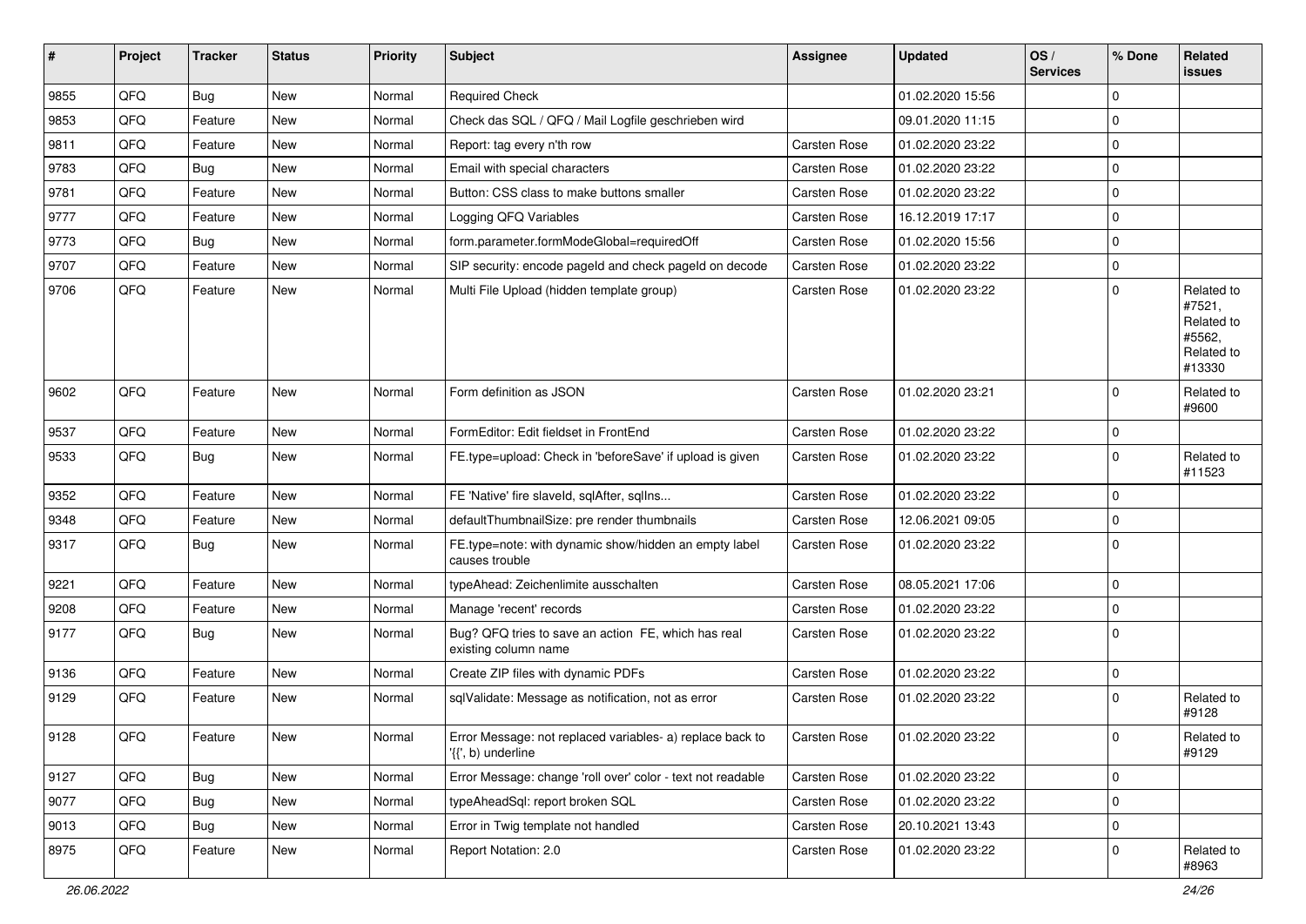| # | Project | Tracker | Status | Priority | Subject | Assignee | Updated | OS / Services | % Done | Related issues |
|---|---|---|---|---|---|---|---|---|---|---|
| 9855 | QFQ | Bug | New | Normal | Required Check | | 01.02.2020 15:56 | | 0 | |
| 9853 | QFQ | Feature | New | Normal | Check das SQL / QFQ / Mail Logfile geschrieben wird | | 09.01.2020 11:15 | | 0 | |
| 9811 | QFQ | Feature | New | Normal | Report: tag every n'th row | Carsten Rose | 01.02.2020 23:22 | | 0 | |
| 9783 | QFQ | Bug | New | Normal | Email with special characters | Carsten Rose | 01.02.2020 23:22 | | 0 | |
| 9781 | QFQ | Feature | New | Normal | Button: CSS class to make buttons smaller | Carsten Rose | 01.02.2020 23:22 | | 0 | |
| 9777 | QFQ | Feature | New | Normal | Logging QFQ Variables | Carsten Rose | 16.12.2019 17:17 | | 0 | |
| 9773 | QFQ | Bug | New | Normal | form.parameter.formModeGlobal=requiredOff | Carsten Rose | 01.02.2020 15:56 | | 0 | |
| 9707 | QFQ | Feature | New | Normal | SIP security: encode pageId and check pageId on decode | Carsten Rose | 01.02.2020 23:22 | | 0 | |
| 9706 | QFQ | Feature | New | Normal | Multi File Upload (hidden template group) | Carsten Rose | 01.02.2020 23:22 | | 0 | Related to #7521, Related to #5562, Related to #13330 |
| 9602 | QFQ | Feature | New | Normal | Form definition as JSON | Carsten Rose | 01.02.2020 23:21 | | 0 | Related to #9600 |
| 9537 | QFQ | Feature | New | Normal | FormEditor: Edit fieldset in FrontEnd | Carsten Rose | 01.02.2020 23:22 | | 0 | |
| 9533 | QFQ | Bug | New | Normal | FE.type=upload: Check in 'beforeSave' if upload is given | Carsten Rose | 01.02.2020 23:22 | | 0 | Related to #11523 |
| 9352 | QFQ | Feature | New | Normal | FE 'Native' fire slaveId, sqlAfter, sqlIns... | Carsten Rose | 01.02.2020 23:22 | | 0 | |
| 9348 | QFQ | Feature | New | Normal | defaultThumbnailSize: pre render thumbnails | Carsten Rose | 12.06.2021 09:05 | | 0 | |
| 9317 | QFQ | Bug | New | Normal | FE.type=note: with dynamic show/hidden an empty label causes trouble | Carsten Rose | 01.02.2020 23:22 | | 0 | |
| 9221 | QFQ | Feature | New | Normal | typeAhead: Zeichenlimite ausschalten | Carsten Rose | 08.05.2021 17:06 | | 0 | |
| 9208 | QFQ | Feature | New | Normal | Manage 'recent' records | Carsten Rose | 01.02.2020 23:22 | | 0 | |
| 9177 | QFQ | Bug | New | Normal | Bug? QFQ tries to save an action FE, which has real existing column name | Carsten Rose | 01.02.2020 23:22 | | 0 | |
| 9136 | QFQ | Feature | New | Normal | Create ZIP files with dynamic PDFs | Carsten Rose | 01.02.2020 23:22 | | 0 | |
| 9129 | QFQ | Feature | New | Normal | sqlValidate: Message as notification, not as error | Carsten Rose | 01.02.2020 23:22 | | 0 | Related to #9128 |
| 9128 | QFQ | Feature | New | Normal | Error Message: not replaced variables- a) replace back to '{{', b) underline | Carsten Rose | 01.02.2020 23:22 | | 0 | Related to #9129 |
| 9127 | QFQ | Bug | New | Normal | Error Message: change 'roll over' color - text not readable | Carsten Rose | 01.02.2020 23:22 | | 0 | |
| 9077 | QFQ | Bug | New | Normal | typeAheadSql: report broken SQL | Carsten Rose | 01.02.2020 23:22 | | 0 | |
| 9013 | QFQ | Bug | New | Normal | Error in Twig template not handled | Carsten Rose | 20.10.2021 13:43 | | 0 | |
| 8975 | QFQ | Feature | New | Normal | Report Notation: 2.0 | Carsten Rose | 01.02.2020 23:22 | | 0 | Related to #8963 |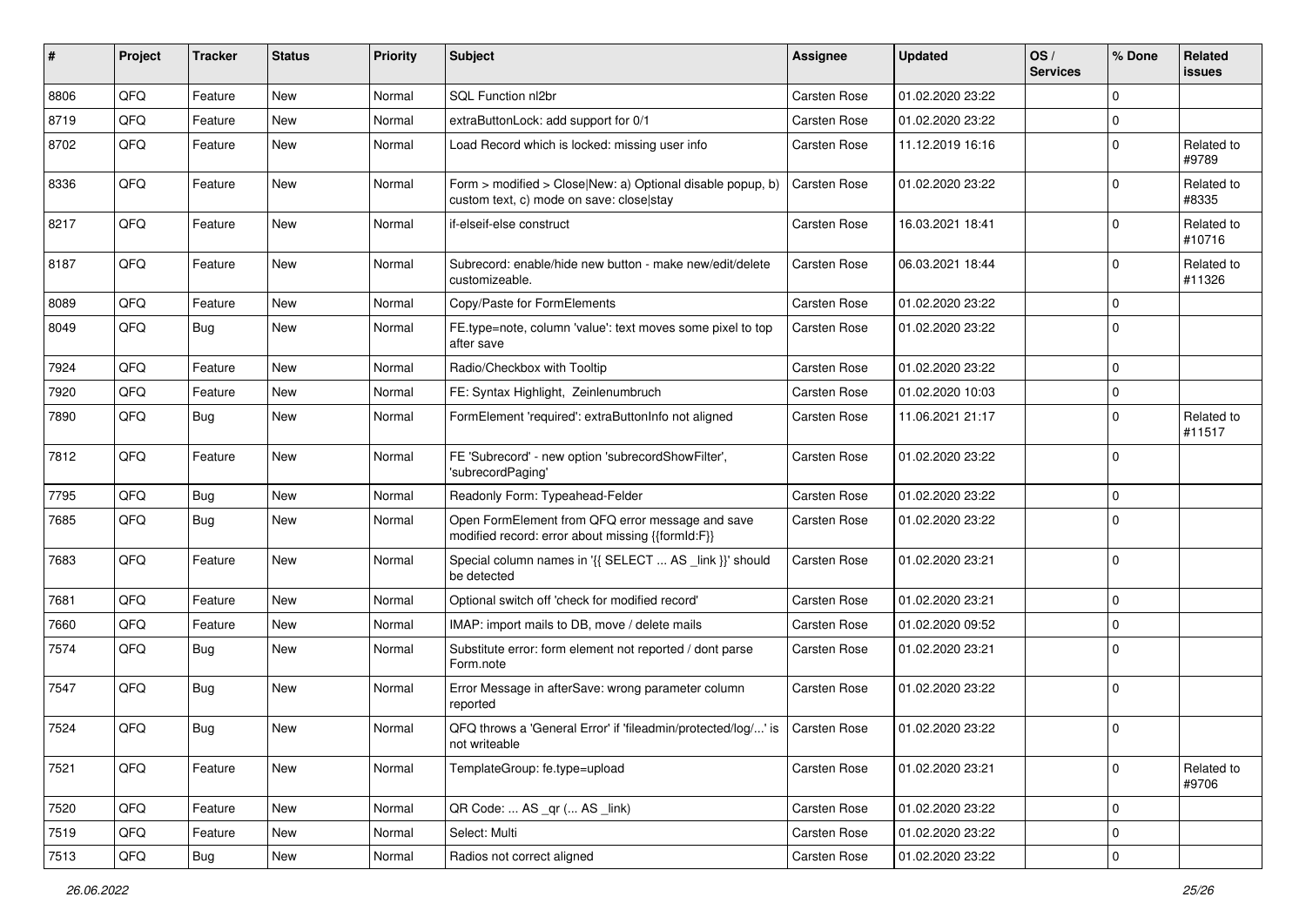| # | Project | Tracker | Status | Priority | Subject | Assignee | Updated | OS / Services | % Done | Related issues |
|---|---|---|---|---|---|---|---|---|---|---|
| 8806 | QFQ | Feature | New | Normal | SQL Function nl2br | Carsten Rose | 01.02.2020 23:22 | | 0 | |
| 8719 | QFQ | Feature | New | Normal | extraButtonLock: add support for 0/1 | Carsten Rose | 01.02.2020 23:22 | | 0 | |
| 8702 | QFQ | Feature | New | Normal | Load Record which is locked: missing user info | Carsten Rose | 11.12.2019 16:16 | | 0 | Related to #9789 |
| 8336 | QFQ | Feature | New | Normal | Form > modified > Close\|New: a) Optional disable popup, b) custom text, c) mode on save: close\|stay | Carsten Rose | 01.02.2020 23:22 | | 0 | Related to #8335 |
| 8217 | QFQ | Feature | New | Normal | if-elseif-else construct | Carsten Rose | 16.03.2021 18:41 | | 0 | Related to #10716 |
| 8187 | QFQ | Feature | New | Normal | Subrecord: enable/hide new button - make new/edit/delete customizeable. | Carsten Rose | 06.03.2021 18:44 | | 0 | Related to #11326 |
| 8089 | QFQ | Feature | New | Normal | Copy/Paste for FormElements | Carsten Rose | 01.02.2020 23:22 | | 0 | |
| 8049 | QFQ | Bug | New | Normal | FE.type=note, column 'value': text moves some pixel to top after save | Carsten Rose | 01.02.2020 23:22 | | 0 | |
| 7924 | QFQ | Feature | New | Normal | Radio/Checkbox with Tooltip | Carsten Rose | 01.02.2020 23:22 | | 0 | |
| 7920 | QFQ | Feature | New | Normal | FE: Syntax Highlight, Zeinlenumbruch | Carsten Rose | 01.02.2020 10:03 | | 0 | |
| 7890 | QFQ | Bug | New | Normal | FormElement 'required': extraButtonInfo not aligned | Carsten Rose | 11.06.2021 21:17 | | 0 | Related to #11517 |
| 7812 | QFQ | Feature | New | Normal | FE 'Subrecord' - new option 'subrecordShowFilter', 'subrecordPaging' | Carsten Rose | 01.02.2020 23:22 | | 0 | |
| 7795 | QFQ | Bug | New | Normal | Readonly Form: Typeahead-Felder | Carsten Rose | 01.02.2020 23:22 | | 0 | |
| 7685 | QFQ | Bug | New | Normal | Open FormElement from QFQ error message and save modified record: error about missing {{formId:F}} | Carsten Rose | 01.02.2020 23:22 | | 0 | |
| 7683 | QFQ | Feature | New | Normal | Special column names in '{{ SELECT ... AS _link }}' should be detected | Carsten Rose | 01.02.2020 23:21 | | 0 | |
| 7681 | QFQ | Feature | New | Normal | Optional switch off 'check for modified record' | Carsten Rose | 01.02.2020 23:21 | | 0 | |
| 7660 | QFQ | Feature | New | Normal | IMAP: import mails to DB, move / delete mails | Carsten Rose | 01.02.2020 09:52 | | 0 | |
| 7574 | QFQ | Bug | New | Normal | Substitute error: form element not reported / dont parse Form.note | Carsten Rose | 01.02.2020 23:21 | | 0 | |
| 7547 | QFQ | Bug | New | Normal | Error Message in afterSave: wrong parameter column reported | Carsten Rose | 01.02.2020 23:22 | | 0 | |
| 7524 | QFQ | Bug | New | Normal | QFQ throws a 'General Error' if 'fileadmin/protected/log/...' is not writeable | Carsten Rose | 01.02.2020 23:22 | | 0 | |
| 7521 | QFQ | Feature | New | Normal | TemplateGroup: fe.type=upload | Carsten Rose | 01.02.2020 23:21 | | 0 | Related to #9706 |
| 7520 | QFQ | Feature | New | Normal | QR Code: ... AS _qr ( ... AS _link) | Carsten Rose | 01.02.2020 23:22 | | 0 | |
| 7519 | QFQ | Feature | New | Normal | Select: Multi | Carsten Rose | 01.02.2020 23:22 | | 0 | |
| 7513 | QFQ | Bug | New | Normal | Radios not correct aligned | Carsten Rose | 01.02.2020 23:22 | | 0 | |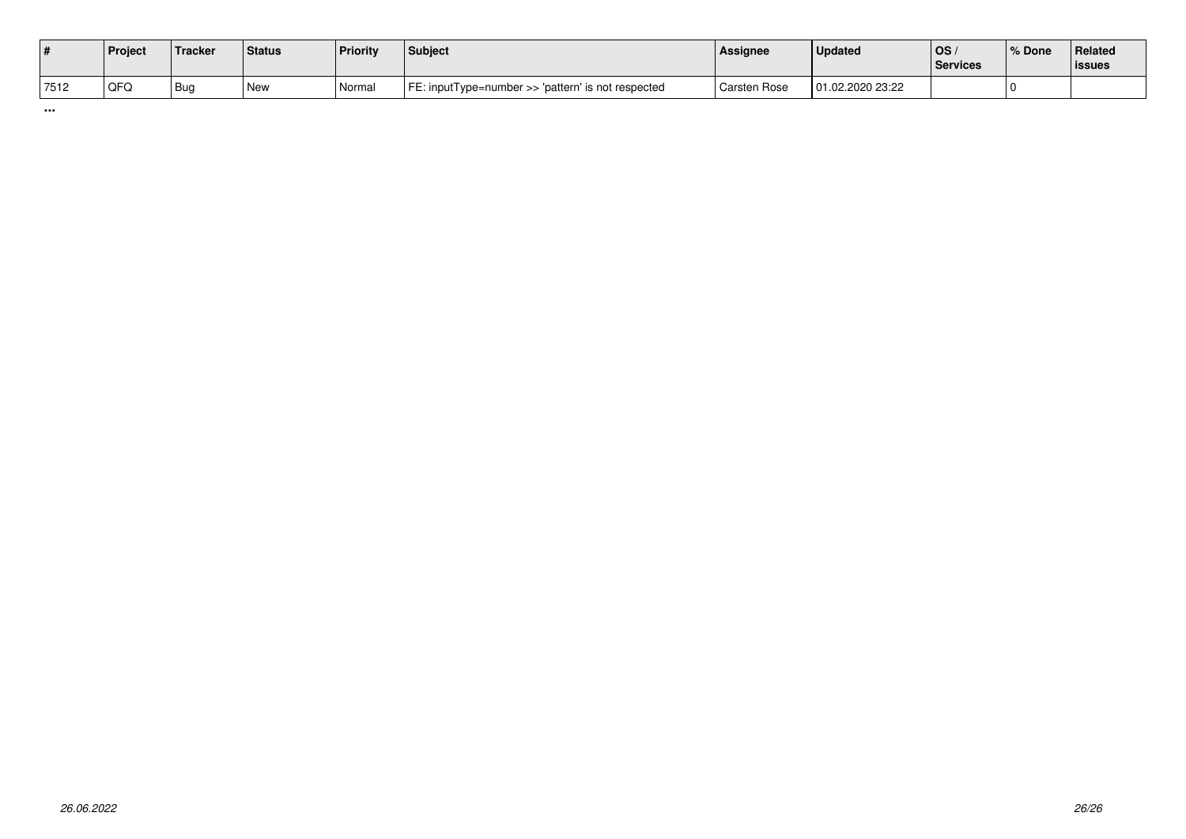| # | Project | Tracker | Status | Priority | Subject | Assignee | Updated | OS / Services | % Done | Related issues |
|---|---|---|---|---|---|---|---|---|---|---|
| 7512 | QFQ | Bug | New | Normal | FE: inputType=number >> 'pattern' is not respected | Carsten Rose | 01.02.2020 23:22 | | 0 | |

**...**